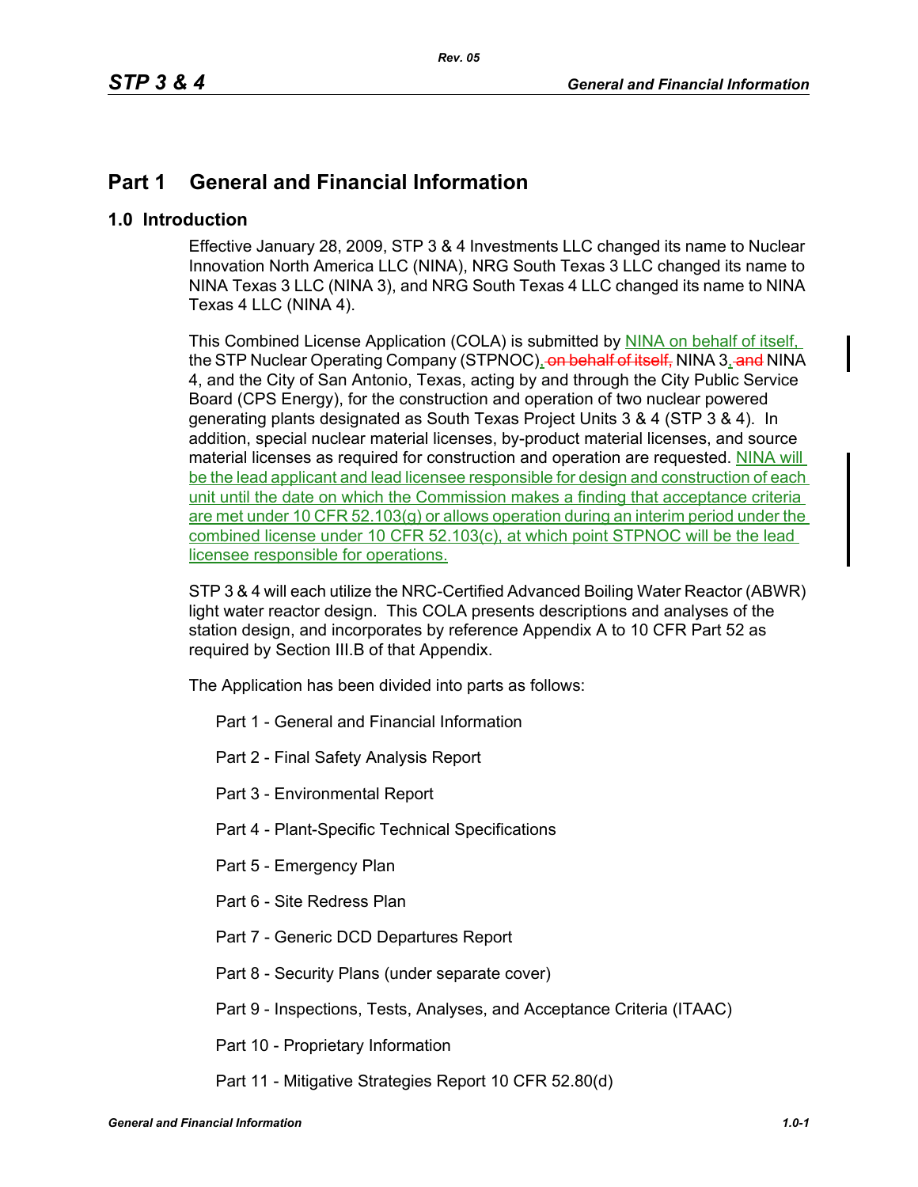# Part 1 General and Financial Information

## 1.0 Introduction

Effective January 28, 2009, STP 3 & 4 Investments LLC changed its name to Nuclear Innovation North America LLC (NINA), NRG South Texas 3 LLC changed its name to NINA Texas 3 LLC (NINA 3), and NRG South Texas 4 LLC changed its name to NINA Texas 4 LLC (NINA 4).

This Combined License Application (COLA) is submitted by NINA on behalf of itself, the STP Nuclear Operating Company (STPNOC), ~~on behalf of itself,~~ NINA 3, ~~and~~ NINA 4, and the City of San Antonio, Texas, acting by and through the City Public Service Board (CPS Energy), for the construction and operation of two nuclear powered generating plants designated as South Texas Project Units 3 & 4 (STP 3 & 4). In addition, special nuclear material licenses, by-product material licenses, and source material licenses as required for construction and operation are requested. NINA will be the lead applicant and lead licensee responsible for design and construction of each unit until the date on which the Commission makes a finding that acceptance criteria are met under 10 CFR 52.103(g) or allows operation during an interim period under the combined license under 10 CFR 52.103(c), at which point STPNOC will be the lead licensee responsible for operations.

STP 3 & 4 will each utilize the NRC-Certified Advanced Boiling Water Reactor (ABWR) light water reactor design. This COLA presents descriptions and analyses of the station design, and incorporates by reference Appendix A to 10 CFR Part 52 as required by Section III.B of that Appendix.

The Application has been divided into parts as follows:

- Part 1 - General and Financial Information
- Part 2 - Final Safety Analysis Report
- Part 3 - Environmental Report
- Part 4 - Plant-Specific Technical Specifications
- Part 5 - Emergency Plan
- Part 6 - Site Redress Plan
- Part 7 - Generic DCD Departures Report
- Part 8 - Security Plans (under separate cover)
- Part 9 - Inspections, Tests, Analyses, and Acceptance Criteria (ITAAC)
- Part 10 - Proprietary Information
- Part 11 - Mitigative Strategies Report 10 CFR 52.80(d)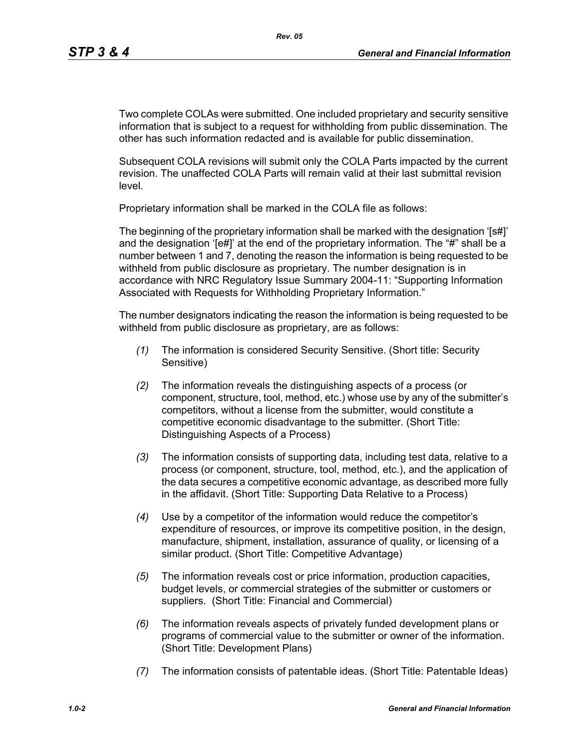Two complete COLAs were submitted. One included proprietary and security sensitive information that is subject to a request for withholding from public dissemination. The other has such information redacted and is available for public dissemination.

Subsequent COLA revisions will submit only the COLA Parts impacted by the current revision. The unaffected COLA Parts will remain valid at their last submittal revision level.

Proprietary information shall be marked in the COLA file as follows:

The beginning of the proprietary information shall be marked with the designation '[s#]' and the designation '[e#]' at the end of the proprietary information. The "#" shall be a number between 1 and 7, denoting the reason the information is being requested to be withheld from public disclosure as proprietary. The number designation is in accordance with NRC Regulatory Issue Summary 2004-11: "Supporting Information Associated with Requests for Withholding Proprietary Information."

The number designators indicating the reason the information is being requested to be withheld from public disclosure as proprietary, are as follows:

*(1)* The information is considered Security Sensitive. (Short title: Security Sensitive)

*(2)* The information reveals the distinguishing aspects of a process (or component, structure, tool, method, etc.) whose use by any of the submitter's competitors, without a license from the submitter, would constitute a competitive economic disadvantage to the submitter. (Short Title: Distinguishing Aspects of a Process)

*(3)* The information consists of supporting data, including test data, relative to a process (or component, structure, tool, method, etc.), and the application of the data secures a competitive economic advantage, as described more fully in the affidavit. (Short Title: Supporting Data Relative to a Process)

*(4)* Use by a competitor of the information would reduce the competitor's expenditure of resources, or improve its competitive position, in the design, manufacture, shipment, installation, assurance of quality, or licensing of a similar product. (Short Title: Competitive Advantage)

*(5)* The information reveals cost or price information, production capacities, budget levels, or commercial strategies of the submitter or customers or suppliers. (Short Title: Financial and Commercial)

*(6)* The information reveals aspects of privately funded development plans or programs of commercial value to the submitter or owner of the information. (Short Title: Development Plans)

*(7)* The information consists of patentable ideas. (Short Title: Patentable Ideas)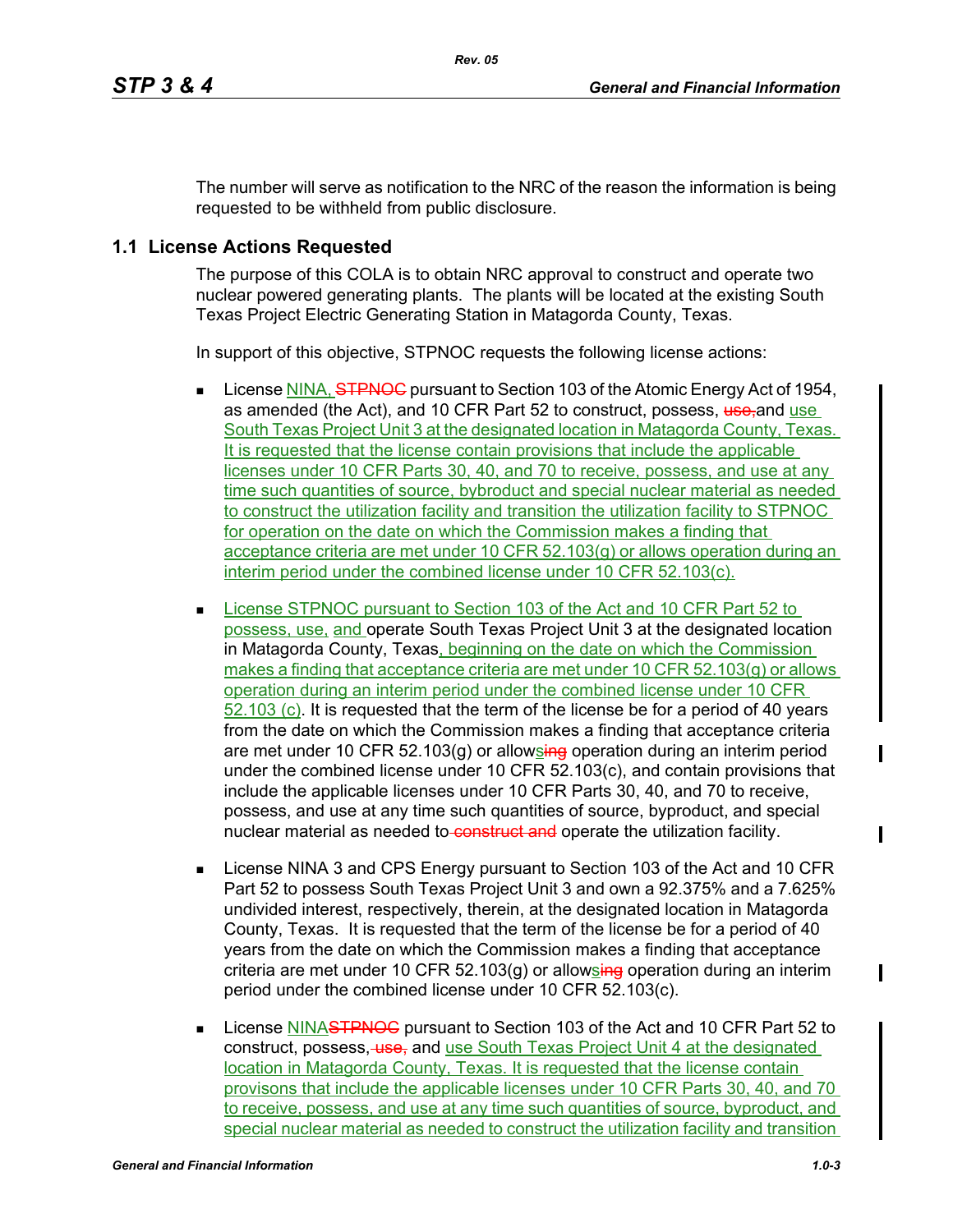The number will serve as notification to the NRC of the reason the information is being requested to be withheld from public disclosure.

## 1.1 License Actions Requested

The purpose of this COLA is to obtain NRC approval to construct and operate two nuclear powered generating plants. The plants will be located at the existing South Texas Project Electric Generating Station in Matagorda County, Texas.

In support of this objective, STPNOC requests the following license actions:

- License NINA, STPNOC pursuant to Section 103 of the Atomic Energy Act of 1954, as amended (the Act), and 10 CFR Part 52 to construct, possess, use, and use South Texas Project Unit 3 at the designated location in Matagorda County, Texas. It is requested that the license contain provisions that include the applicable licenses under 10 CFR Parts 30, 40, and 70 to receive, possess, and use at any time such quantities of source, bybroduct and special nuclear material as needed to construct the utilization facility and transition the utilization facility to STPNOC for operation on the date on which the Commission makes a finding that acceptance criteria are met under 10 CFR 52.103(g) or allows operation during an interim period under the combined license under 10 CFR 52.103(c).

- License STPNOC pursuant to Section 103 of the Act and 10 CFR Part 52 to possess, use, and operate South Texas Project Unit 3 at the designated location in Matagorda County, Texas, beginning on the date on which the Commission makes a finding that acceptance criteria are met under 10 CFR 52.103(g) or allows operation during an interim period under the combined license under 10 CFR 52.103 (c). It is requested that the term of the license be for a period of 40 years from the date on which the Commission makes a finding that acceptance criteria are met under 10 CFR 52.103(g) or allowsing operation during an interim period under the combined license under 10 CFR 52.103(c), and contain provisions that include the applicable licenses under 10 CFR Parts 30, 40, and 70 to receive, possess, and use at any time such quantities of source, byproduct, and special nuclear material as needed to construct and operate the utilization facility.

- License NINA 3 and CPS Energy pursuant to Section 103 of the Act and 10 CFR Part 52 to possess South Texas Project Unit 3 and own a 92.375% and a 7.625% undivided interest, respectively, therein, at the designated location in Matagorda County, Texas. It is requested that the term of the license be for a period of 40 years from the date on which the Commission makes a finding that acceptance criteria are met under 10 CFR 52.103(g) or allowsing operation during an interim period under the combined license under 10 CFR 52.103(c).

- License NINASTPNOC pursuant to Section 103 of the Act and 10 CFR Part 52 to construct, possess, use, and use South Texas Project Unit 4 at the designated location in Matagorda County, Texas. It is requested that the license contain provisons that include the applicable licenses under 10 CFR Parts 30, 40, and 70 to receive, possess, and use at any time such quantities of source, byproduct, and special nuclear material as needed to construct the utilization facility and transition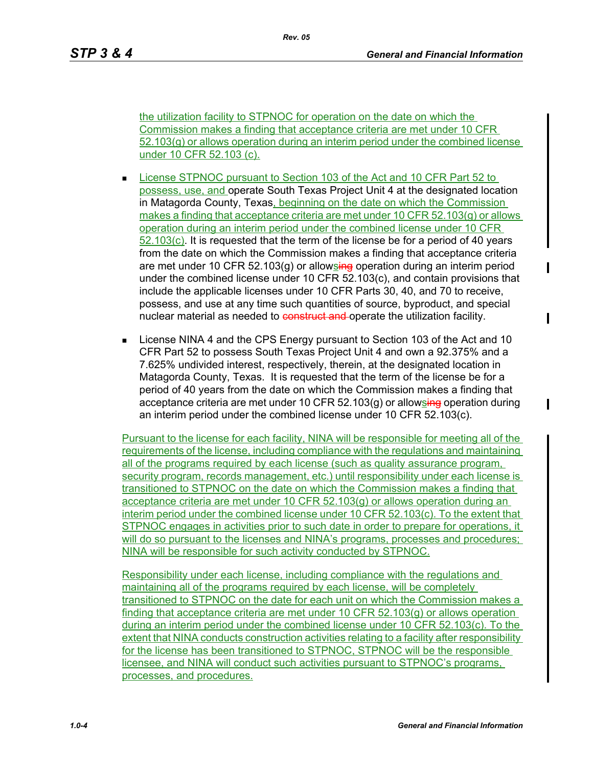the utilization facility to STPNOC for operation on the date on which the Commission makes a finding that acceptance criteria are met under 10 CFR 52.103(g) or allows operation during an interim period under the combined license under 10 CFR 52.103 (c).

- License STPNOC pursuant to Section 103 of the Act and 10 CFR Part 52 to possess, use, and operate South Texas Project Unit 4 at the designated location in Matagorda County, Texas, beginning on the date on which the Commission makes a finding that acceptance criteria are met under 10 CFR 52.103(g) or allows operation during an interim period under the combined license under 10 CFR 52.103(c). It is requested that the term of the license be for a period of 40 years from the date on which the Commission makes a finding that acceptance criteria are met under 10 CFR 52.103(g) or allows operation during an interim period under the combined license under 10 CFR 52.103(c), and contain provisions that include the applicable licenses under 10 CFR Parts 30, 40, and 70 to receive, possess, and use at any time such quantities of source, byproduct, and special nuclear material as needed to operate the utilization facility.

- License NINA 4 and the CPS Energy pursuant to Section 103 of the Act and 10 CFR Part 52 to possess South Texas Project Unit 4 and own a 92.375% and a 7.625% undivided interest, respectively, therein, at the designated location in Matagorda County, Texas. It is requested that the term of the license be for a period of 40 years from the date on which the Commission makes a finding that acceptance criteria are met under 10 CFR 52.103(g) or allows operation during an interim period under the combined license under 10 CFR 52.103(c).

Pursuant to the license for each facility, NINA will be responsible for meeting all of the requirements of the license, including compliance with the regulations and maintaining all of the programs required by each license (such as quality assurance program, security program, records management, etc.) until responsibility under each license is transitioned to STPNOC on the date on which the Commission makes a finding that acceptance criteria are met under 10 CFR 52.103(g) or allows operation during an interim period under the combined license under 10 CFR 52.103(c). To the extent that STPNOC engages in activities prior to such date in order to prepare for operations, it will do so pursuant to the licenses and NINA's programs, processes and procedures; NINA will be responsible for such activity conducted by STPNOC.

Responsibility under each license, including compliance with the regulations and maintaining all of the programs required by each license, will be completely transitioned to STPNOC on the date for each unit on which the Commission makes a finding that acceptance criteria are met under 10 CFR 52.103(g) or allows operation during an interim period under the combined license under 10 CFR 52.103(c). To the extent that NINA conducts construction activities relating to a facility after responsibility for the license has been transitioned to STPNOC, STPNOC will be the responsible licensee, and NINA will conduct such activities pursuant to STPNOC's programs, processes, and procedures.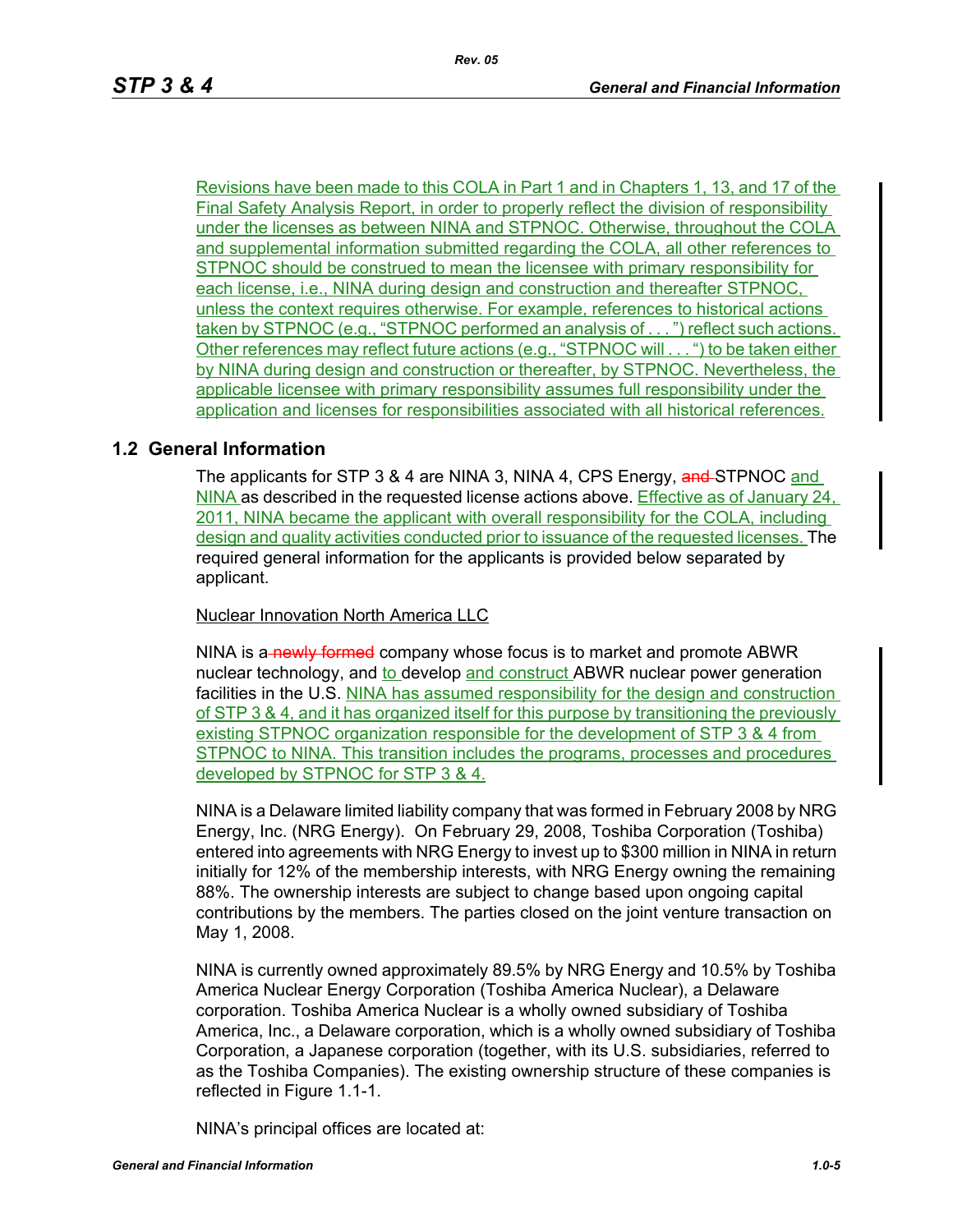Revisions have been made to this COLA in Part 1 and in Chapters 1, 13, and 17 of the Final Safety Analysis Report, in order to properly reflect the division of responsibility under the licenses as between NINA and STPNOC. Otherwise, throughout the COLA and supplemental information submitted regarding the COLA, all other references to STPNOC should be construed to mean the licensee with primary responsibility for each license, i.e., NINA during design and construction and thereafter STPNOC, unless the context requires otherwise. For example, references to historical actions taken by STPNOC (e.g., "STPNOC performed an analysis of . . .") reflect such actions. Other references may reflect future actions (e.g., "STPNOC will . . .") to be taken either by NINA during design and construction or thereafter, by STPNOC. Nevertheless, the applicable licensee with primary responsibility assumes full responsibility under the application and licenses for responsibilities associated with all historical references.

## 1.2 General Information

The applicants for STP 3 & 4 are NINA 3, NINA 4, CPS Energy, ~~and~~ STPNOC and NINA as described in the requested license actions above. Effective as of January 24, 2011, NINA became the applicant with overall responsibility for the COLA, including design and quality activities conducted prior to issuance of the requested licenses. The required general information for the applicants is provided below separated by applicant.

Nuclear Innovation North America LLC

NINA is a ~~newly formed~~ company whose focus is to market and promote ABWR nuclear technology, and to develop and construct ABWR nuclear power generation facilities in the U.S. NINA has assumed responsibility for the design and construction of STP 3 & 4, and it has organized itself for this purpose by transitioning the previously existing STPNOC organization responsible for the development of STP 3 & 4 from STPNOC to NINA. This transition includes the programs, processes and procedures developed by STPNOC for STP 3 & 4.

NINA is a Delaware limited liability company that was formed in February 2008 by NRG Energy, Inc. (NRG Energy). On February 29, 2008, Toshiba Corporation (Toshiba) entered into agreements with NRG Energy to invest up to $300 million in NINA in return initially for 12% of the membership interests, with NRG Energy owning the remaining 88%. The ownership interests are subject to change based upon ongoing capital contributions by the members. The parties closed on the joint venture transaction on May 1, 2008.

NINA is currently owned approximately 89.5% by NRG Energy and 10.5% by Toshiba America Nuclear Energy Corporation (Toshiba America Nuclear), a Delaware corporation. Toshiba America Nuclear is a wholly owned subsidiary of Toshiba America, Inc., a Delaware corporation, which is a wholly owned subsidiary of Toshiba Corporation, a Japanese corporation (together, with its U.S. subsidiaries, referred to as the Toshiba Companies). The existing ownership structure of these companies is reflected in Figure 1.1-1.

NINA's principal offices are located at: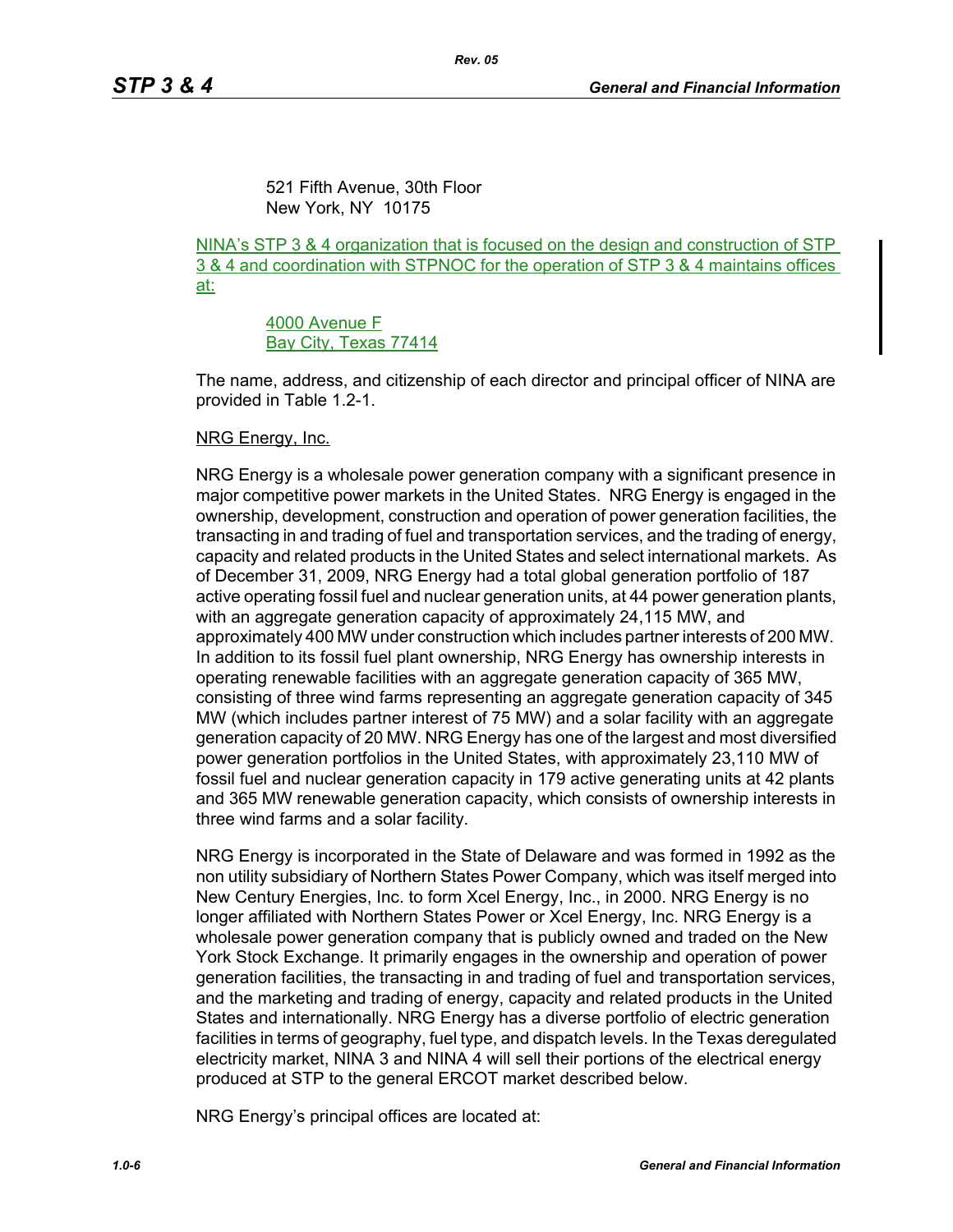521 Fifth Avenue, 30th Floor
New York, NY 10175

NINA's STP 3 & 4 organization that is focused on the design and construction of STP 3 & 4 and coordination with STPNOC for the operation of STP 3 & 4 maintains offices at:

4000 Avenue F
Bay City, Texas 77414

The name, address, and citizenship of each director and principal officer of NINA are provided in Table 1.2-1.

NRG Energy, Inc.

NRG Energy is a wholesale power generation company with a significant presence in major competitive power markets in the United States. NRG Energy is engaged in the ownership, development, construction and operation of power generation facilities, the transacting in and trading of fuel and transportation services, and the trading of energy, capacity and related products in the United States and select international markets. As of December 31, 2009, NRG Energy had a total global generation portfolio of 187 active operating fossil fuel and nuclear generation units, at 44 power generation plants, with an aggregate generation capacity of approximately 24,115 MW, and approximately 400 MW under construction which includes partner interests of 200 MW. In addition to its fossil fuel plant ownership, NRG Energy has ownership interests in operating renewable facilities with an aggregate generation capacity of 365 MW, consisting of three wind farms representing an aggregate generation capacity of 345 MW (which includes partner interest of 75 MW) and a solar facility with an aggregate generation capacity of 20 MW. NRG Energy has one of the largest and most diversified power generation portfolios in the United States, with approximately 23,110 MW of fossil fuel and nuclear generation capacity in 179 active generating units at 42 plants and 365 MW renewable generation capacity, which consists of ownership interests in three wind farms and a solar facility.

NRG Energy is incorporated in the State of Delaware and was formed in 1992 as the non utility subsidiary of Northern States Power Company, which was itself merged into New Century Energies, Inc. to form Xcel Energy, Inc., in 2000. NRG Energy is no longer affiliated with Northern States Power or Xcel Energy, Inc. NRG Energy is a wholesale power generation company that is publicly owned and traded on the New York Stock Exchange. It primarily engages in the ownership and operation of power generation facilities, the transacting in and trading of fuel and transportation services, and the marketing and trading of energy, capacity and related products in the United States and internationally. NRG Energy has a diverse portfolio of electric generation facilities in terms of geography, fuel type, and dispatch levels. In the Texas deregulated electricity market, NINA 3 and NINA 4 will sell their portions of the electrical energy produced at STP to the general ERCOT market described below.

NRG Energy's principal offices are located at: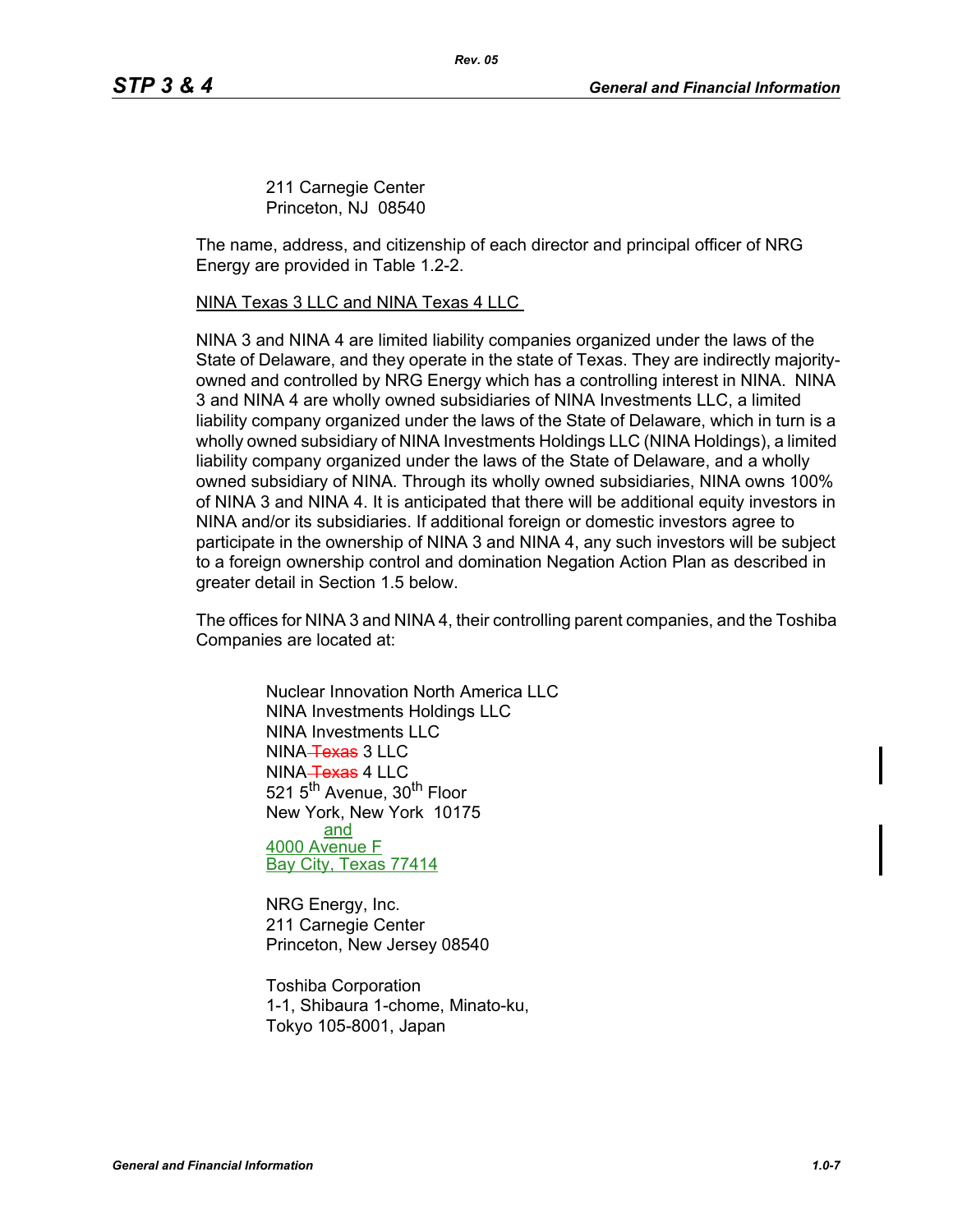211 Carnegie Center
Princeton, NJ  08540

The name, address, and citizenship of each director and principal officer of NRG Energy are provided in Table 1.2-2.

NINA Texas 3 LLC and NINA Texas 4 LLC

NINA 3 and NINA 4 are limited liability companies organized under the laws of the State of Delaware, and they operate in the state of Texas. They are indirectly majority-owned and controlled by NRG Energy which has a controlling interest in NINA. NINA 3 and NINA 4 are wholly owned subsidiaries of NINA Investments LLC, a limited liability company organized under the laws of the State of Delaware, which in turn is a wholly owned subsidiary of NINA Investments Holdings LLC (NINA Holdings), a limited liability company organized under the laws of the State of Delaware, and a wholly owned subsidiary of NINA. Through its wholly owned subsidiaries, NINA owns 100% of NINA 3 and NINA 4. It is anticipated that there will be additional equity investors in NINA and/or its subsidiaries. If additional foreign or domestic investors agree to participate in the ownership of NINA 3 and NINA 4, any such investors will be subject to a foreign ownership control and domination Negation Action Plan as described in greater detail in Section 1.5 below.

The offices for NINA 3 and NINA 4, their controlling parent companies, and the Toshiba Companies are located at:

Nuclear Innovation North America LLC
NINA Investments Holdings LLC
NINA Investments LLC
NINA ~~Texas~~ 3 LLC
NINA ~~Texas~~ 4 LLC
521 5th Avenue, 30th Floor
New York, New York  10175
and
4000 Avenue F
Bay City, Texas 77414

NRG Energy, Inc.
211 Carnegie Center
Princeton, New Jersey 08540

Toshiba Corporation
1-1, Shibaura 1-chome, Minato-ku,
Tokyo 105-8001, Japan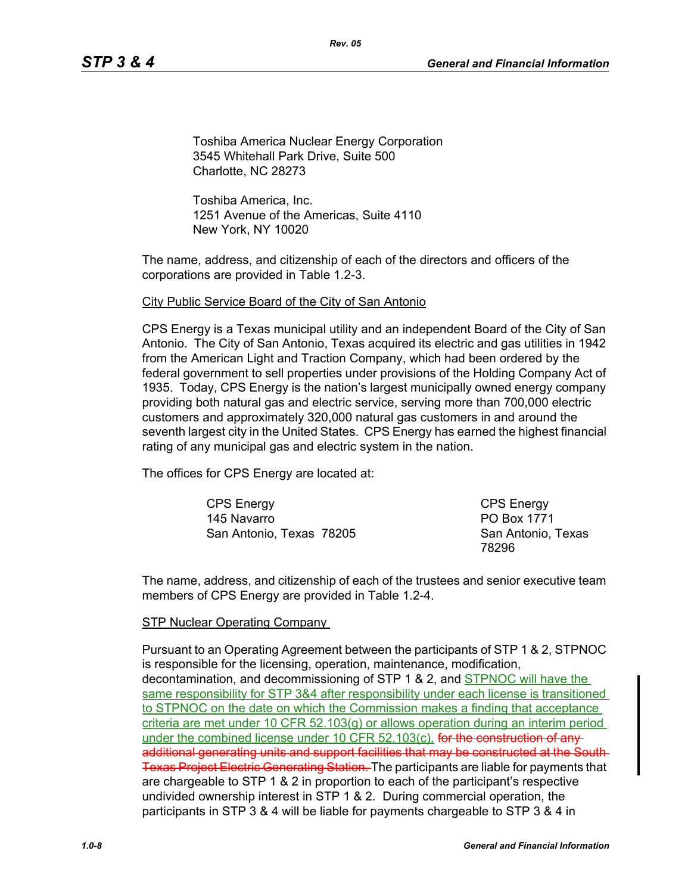Toshiba America Nuclear Energy Corporation
3545 Whitehall Park Drive, Suite 500
Charlotte, NC 28273

Toshiba America, Inc.
1251 Avenue of the Americas, Suite 4110
New York, NY 10020

The name, address, and citizenship of each of the directors and officers of the corporations are provided in Table 1.2-3.

City Public Service Board of the City of San Antonio

CPS Energy is a Texas municipal utility and an independent Board of the City of San Antonio. The City of San Antonio, Texas acquired its electric and gas utilities in 1942 from the American Light and Traction Company, which had been ordered by the federal government to sell properties under provisions of the Holding Company Act of 1935. Today, CPS Energy is the nation's largest municipally owned energy company providing both natural gas and electric service, serving more than 700,000 electric customers and approximately 320,000 natural gas customers in and around the seventh largest city in the United States. CPS Energy has earned the highest financial rating of any municipal gas and electric system in the nation.

The offices for CPS Energy are located at:

CPS Energy
145 Navarro
San Antonio, Texas 78205

CPS Energy
PO Box 1771
San Antonio, Texas 78296

The name, address, and citizenship of each of the trustees and senior executive team members of CPS Energy are provided in Table 1.2-4.

STP Nuclear Operating Company

Pursuant to an Operating Agreement between the participants of STP 1 & 2, STPNOC is responsible for the licensing, operation, maintenance, modification, decontamination, and decommissioning of STP 1 & 2, and STPNOC will have the same responsibility for STP 3&4 after responsibility under each license is transitioned to STPNOC on the date on which the Commission makes a finding that acceptance criteria are met under 10 CFR 52.103(g) or allows operation during an interim period under the combined license under 10 CFR 52.103(c). ~~for the construction of any additional generating units and support facilities that may be constructed at the South Texas Project Electric Generating Station.~~ The participants are liable for payments that are chargeable to STP 1 & 2 in proportion to each of the participant's respective undivided ownership interest in STP 1 & 2. During commercial operation, the participants in STP 3 & 4 will be liable for payments chargeable to STP 3 & 4 in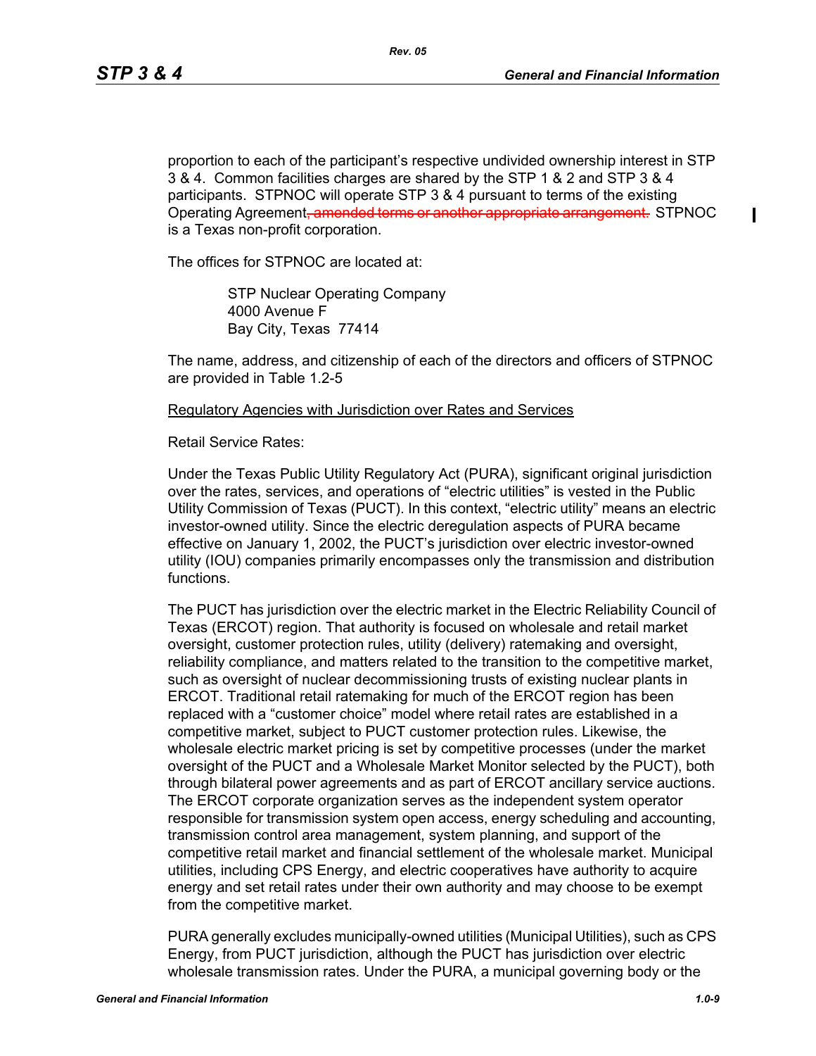proportion to each of the participant's respective undivided ownership interest in STP 3 & 4. Common facilities charges are shared by the STP 1 & 2 and STP 3 & 4 participants. STPNOC will operate STP 3 & 4 pursuant to terms of the existing Operating Agreement~~, amended terms or another appropriate arrangement.~~ STPNOC is a Texas non-profit corporation.

The offices for STPNOC are located at:

> STP Nuclear Operating Company
> 4000 Avenue F
> Bay City, Texas 77414

The name, address, and citizenship of each of the directors and officers of STPNOC are provided in Table 1.2-5

<u>Regulatory Agencies with Jurisdiction over Rates and Services</u>

Retail Service Rates:

Under the Texas Public Utility Regulatory Act (PURA), significant original jurisdiction over the rates, services, and operations of "electric utilities" is vested in the Public Utility Commission of Texas (PUCT). In this context, "electric utility" means an electric investor-owned utility. Since the electric deregulation aspects of PURA became effective on January 1, 2002, the PUCT's jurisdiction over electric investor-owned utility (IOU) companies primarily encompasses only the transmission and distribution functions.

The PUCT has jurisdiction over the electric market in the Electric Reliability Council of Texas (ERCOT) region. That authority is focused on wholesale and retail market oversight, customer protection rules, utility (delivery) ratemaking and oversight, reliability compliance, and matters related to the transition to the competitive market, such as oversight of nuclear decommissioning trusts of existing nuclear plants in ERCOT. Traditional retail ratemaking for much of the ERCOT region has been replaced with a "customer choice" model where retail rates are established in a competitive market, subject to PUCT customer protection rules. Likewise, the wholesale electric market pricing is set by competitive processes (under the market oversight of the PUCT and a Wholesale Market Monitor selected by the PUCT), both through bilateral power agreements and as part of ERCOT ancillary service auctions. The ERCOT corporate organization serves as the independent system operator responsible for transmission system open access, energy scheduling and accounting, transmission control area management, system planning, and support of the competitive retail market and financial settlement of the wholesale market. Municipal utilities, including CPS Energy, and electric cooperatives have authority to acquire energy and set retail rates under their own authority and may choose to be exempt from the competitive market.

PURA generally excludes municipally-owned utilities (Municipal Utilities), such as CPS Energy, from PUCT jurisdiction, although the PUCT has jurisdiction over electric wholesale transmission rates. Under the PURA, a municipal governing body or the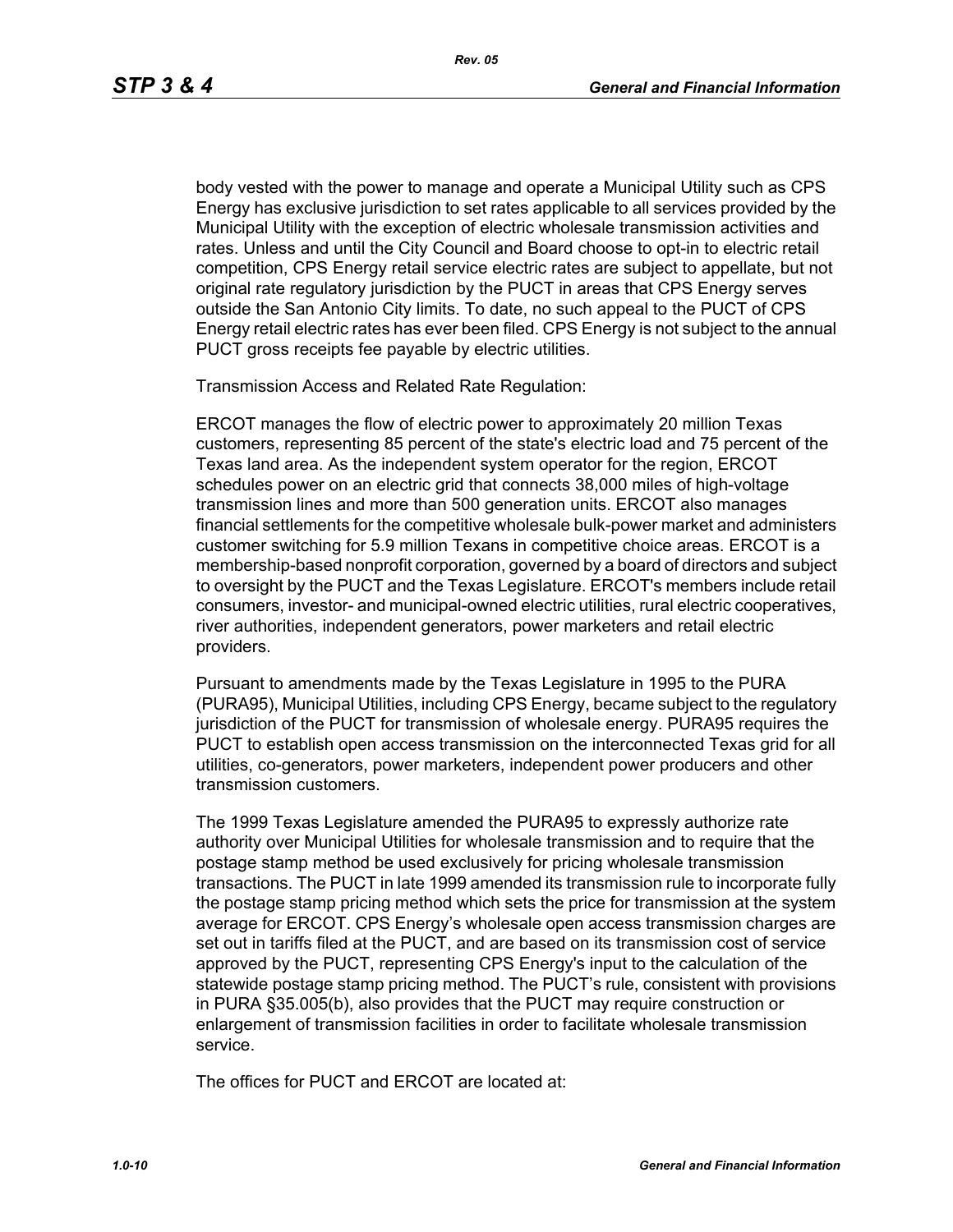body vested with the power to manage and operate a Municipal Utility such as CPS Energy has exclusive jurisdiction to set rates applicable to all services provided by the Municipal Utility with the exception of electric wholesale transmission activities and rates. Unless and until the City Council and Board choose to opt-in to electric retail competition, CPS Energy retail service electric rates are subject to appellate, but not original rate regulatory jurisdiction by the PUCT in areas that CPS Energy serves outside the San Antonio City limits. To date, no such appeal to the PUCT of CPS Energy retail electric rates has ever been filed. CPS Energy is not subject to the annual PUCT gross receipts fee payable by electric utilities.

Transmission Access and Related Rate Regulation:

ERCOT manages the flow of electric power to approximately 20 million Texas customers, representing 85 percent of the state's electric load and 75 percent of the Texas land area. As the independent system operator for the region, ERCOT schedules power on an electric grid that connects 38,000 miles of high-voltage transmission lines and more than 500 generation units. ERCOT also manages financial settlements for the competitive wholesale bulk-power market and administers customer switching for 5.9 million Texans in competitive choice areas. ERCOT is a membership-based nonprofit corporation, governed by a board of directors and subject to oversight by the PUCT and the Texas Legislature. ERCOT's members include retail consumers, investor- and municipal-owned electric utilities, rural electric cooperatives, river authorities, independent generators, power marketers and retail electric providers.

Pursuant to amendments made by the Texas Legislature in 1995 to the PURA (PURA95), Municipal Utilities, including CPS Energy, became subject to the regulatory jurisdiction of the PUCT for transmission of wholesale energy. PURA95 requires the PUCT to establish open access transmission on the interconnected Texas grid for all utilities, co-generators, power marketers, independent power producers and other transmission customers.

The 1999 Texas Legislature amended the PURA95 to expressly authorize rate authority over Municipal Utilities for wholesale transmission and to require that the postage stamp method be used exclusively for pricing wholesale transmission transactions. The PUCT in late 1999 amended its transmission rule to incorporate fully the postage stamp pricing method which sets the price for transmission at the system average for ERCOT. CPS Energy's wholesale open access transmission charges are set out in tariffs filed at the PUCT, and are based on its transmission cost of service approved by the PUCT, representing CPS Energy's input to the calculation of the statewide postage stamp pricing method. The PUCT's rule, consistent with provisions in PURA §35.005(b), also provides that the PUCT may require construction or enlargement of transmission facilities in order to facilitate wholesale transmission service.

The offices for PUCT and ERCOT are located at: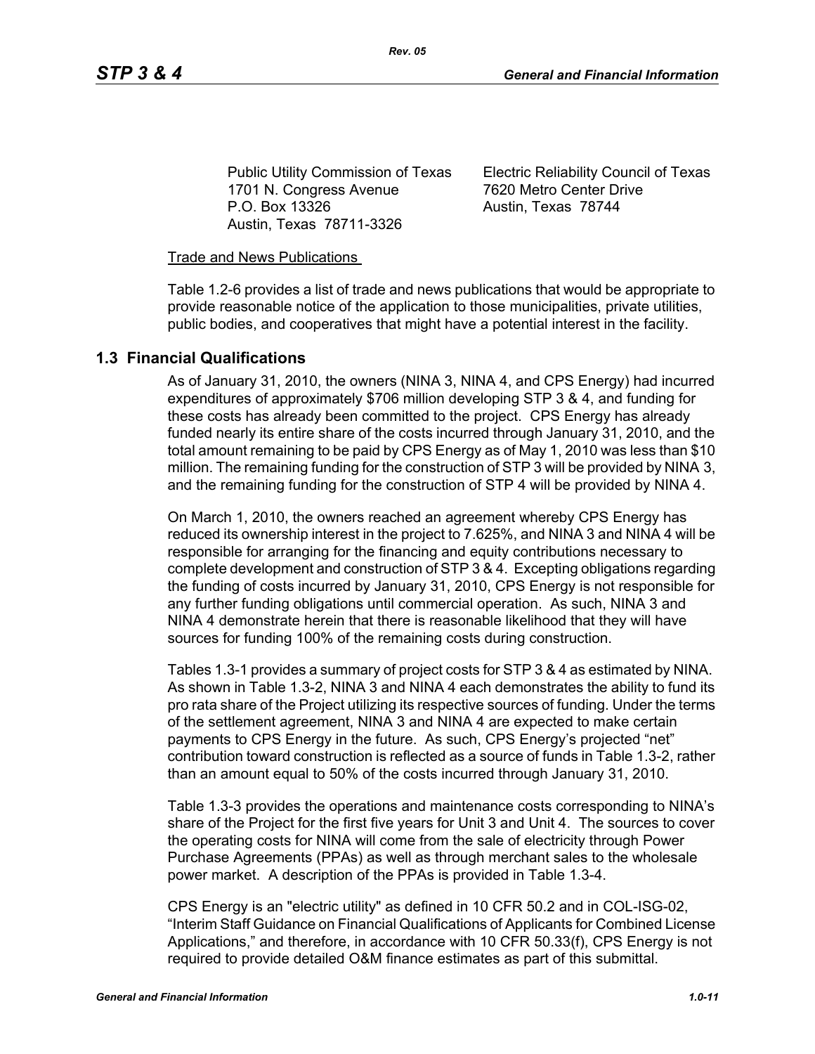Public Utility Commission of Texas
1701 N. Congress Avenue
P.O. Box 13326
Austin, Texas 78711-3326

Electric Reliability Council of Texas
7620 Metro Center Drive
Austin, Texas 78744

Trade and News Publications

Table 1.2-6 provides a list of trade and news publications that would be appropriate to provide reasonable notice of the application to those municipalities, private utilities, public bodies, and cooperatives that might have a potential interest in the facility.

## 1.3 Financial Qualifications

As of January 31, 2010, the owners (NINA 3, NINA 4, and CPS Energy) had incurred expenditures of approximately $706 million developing STP 3 & 4, and funding for these costs has already been committed to the project. CPS Energy has already funded nearly its entire share of the costs incurred through January 31, 2010, and the total amount remaining to be paid by CPS Energy as of May 1, 2010 was less than $10 million. The remaining funding for the construction of STP 3 will be provided by NINA 3, and the remaining funding for the construction of STP 4 will be provided by NINA 4.

On March 1, 2010, the owners reached an agreement whereby CPS Energy has reduced its ownership interest in the project to 7.625%, and NINA 3 and NINA 4 will be responsible for arranging for the financing and equity contributions necessary to complete development and construction of STP 3 & 4. Excepting obligations regarding the funding of costs incurred by January 31, 2010, CPS Energy is not responsible for any further funding obligations until commercial operation. As such, NINA 3 and NINA 4 demonstrate herein that there is reasonable likelihood that they will have sources for funding 100% of the remaining costs during construction.

Tables 1.3-1 provides a summary of project costs for STP 3 & 4 as estimated by NINA. As shown in Table 1.3-2, NINA 3 and NINA 4 each demonstrates the ability to fund its pro rata share of the Project utilizing its respective sources of funding. Under the terms of the settlement agreement, NINA 3 and NINA 4 are expected to make certain payments to CPS Energy in the future. As such, CPS Energy's projected "net" contribution toward construction is reflected as a source of funds in Table 1.3-2, rather than an amount equal to 50% of the costs incurred through January 31, 2010.

Table 1.3-3 provides the operations and maintenance costs corresponding to NINA's share of the Project for the first five years for Unit 3 and Unit 4. The sources to cover the operating costs for NINA will come from the sale of electricity through Power Purchase Agreements (PPAs) as well as through merchant sales to the wholesale power market. A description of the PPAs is provided in Table 1.3-4.

CPS Energy is an "electric utility" as defined in 10 CFR 50.2 and in COL-ISG-02, "Interim Staff Guidance on Financial Qualifications of Applicants for Combined License Applications," and therefore, in accordance with 10 CFR 50.33(f), CPS Energy is not required to provide detailed O&M finance estimates as part of this submittal.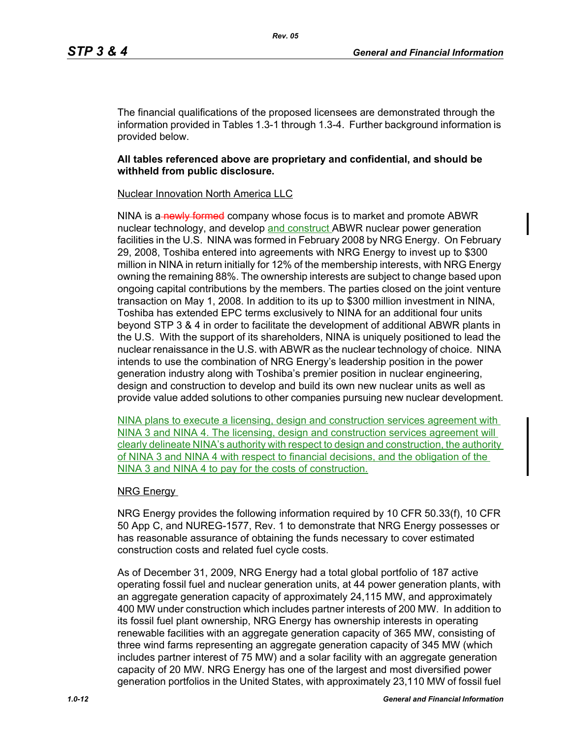The financial qualifications of the proposed licensees are demonstrated through the information provided in Tables 1.3-1 through 1.3-4. Further background information is provided below.

**All tables referenced above are proprietary and confidential, and should be withheld from public disclosure.**

Nuclear Innovation North America LLC

NINA is a ~~newly formed~~ company whose focus is to market and promote ABWR nuclear technology, and develop and construct ABWR nuclear power generation facilities in the U.S. NINA was formed in February 2008 by NRG Energy. On February 29, 2008, Toshiba entered into agreements with NRG Energy to invest up to $300 million in NINA in return initially for 12% of the membership interests, with NRG Energy owning the remaining 88%. The ownership interests are subject to change based upon ongoing capital contributions by the members. The parties closed on the joint venture transaction on May 1, 2008. In addition to its up to $300 million investment in NINA, Toshiba has extended EPC terms exclusively to NINA for an additional four units beyond STP 3 & 4 in order to facilitate the development of additional ABWR plants in the U.S. With the support of its shareholders, NINA is uniquely positioned to lead the nuclear renaissance in the U.S. with ABWR as the nuclear technology of choice. NINA intends to use the combination of NRG Energy's leadership position in the power generation industry along with Toshiba's premier position in nuclear engineering, design and construction to develop and build its own new nuclear units as well as provide value added solutions to other companies pursuing new nuclear development.

NINA plans to execute a licensing, design and construction services agreement with NINA 3 and NINA 4. The licensing, design and construction services agreement will clearly delineate NINA's authority with respect to design and construction, the authority of NINA 3 and NINA 4 with respect to financial decisions, and the obligation of the NINA 3 and NINA 4 to pay for the costs of construction.

NRG Energy

NRG Energy provides the following information required by 10 CFR 50.33(f), 10 CFR 50 App C, and NUREG-1577, Rev. 1 to demonstrate that NRG Energy possesses or has reasonable assurance of obtaining the funds necessary to cover estimated construction costs and related fuel cycle costs.

As of December 31, 2009, NRG Energy had a total global portfolio of 187 active operating fossil fuel and nuclear generation units, at 44 power generation plants, with an aggregate generation capacity of approximately 24,115 MW, and approximately 400 MW under construction which includes partner interests of 200 MW. In addition to its fossil fuel plant ownership, NRG Energy has ownership interests in operating renewable facilities with an aggregate generation capacity of 365 MW, consisting of three wind farms representing an aggregate generation capacity of 345 MW (which includes partner interest of 75 MW) and a solar facility with an aggregate generation capacity of 20 MW. NRG Energy has one of the largest and most diversified power generation portfolios in the United States, with approximately 23,110 MW of fossil fuel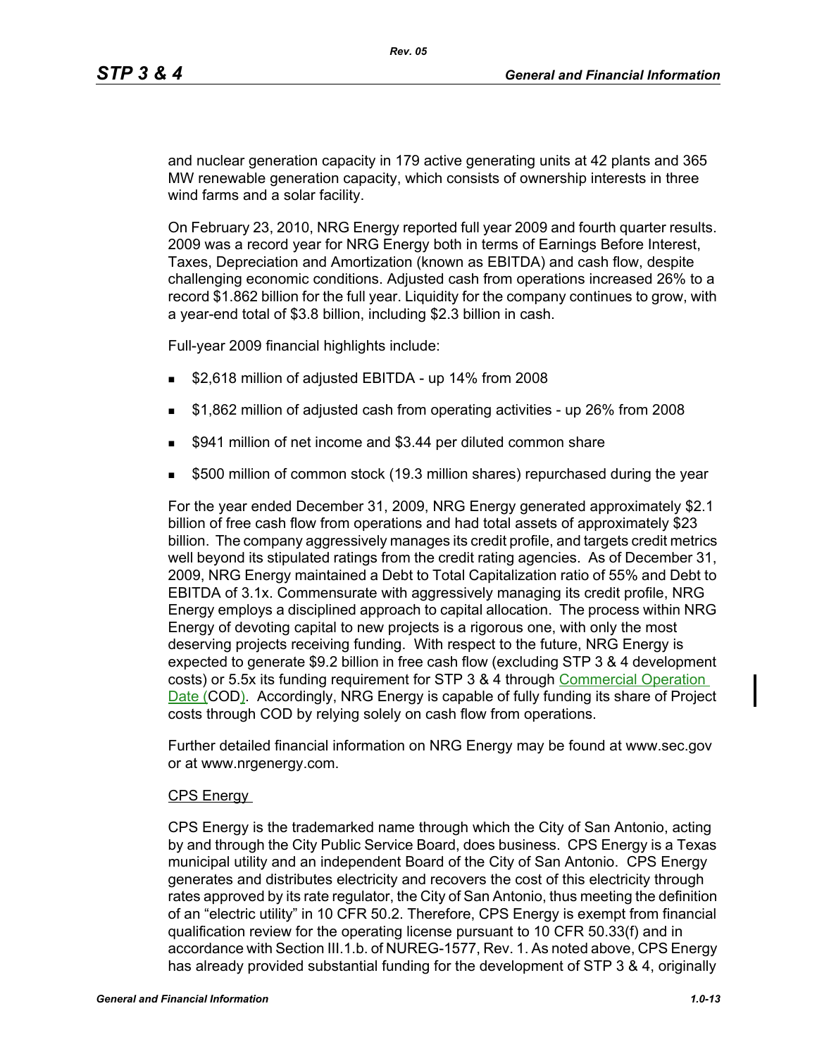and nuclear generation capacity in 179 active generating units at 42 plants and 365 MW renewable generation capacity, which consists of ownership interests in three wind farms and a solar facility.

On February 23, 2010, NRG Energy reported full year 2009 and fourth quarter results. 2009 was a record year for NRG Energy both in terms of Earnings Before Interest, Taxes, Depreciation and Amortization (known as EBITDA) and cash flow, despite challenging economic conditions. Adjusted cash from operations increased 26% to a record $1.862 billion for the full year. Liquidity for the company continues to grow, with a year-end total of $3.8 billion, including $2.3 billion in cash.

Full-year 2009 financial highlights include:

- $2,618 million of adjusted EBITDA - up 14% from 2008
- $1,862 million of adjusted cash from operating activities - up 26% from 2008
- $941 million of net income and $3.44 per diluted common share
- $500 million of common stock (19.3 million shares) repurchased during the year

For the year ended December 31, 2009, NRG Energy generated approximately $2.1 billion of free cash flow from operations and had total assets of approximately $23 billion. The company aggressively manages its credit profile, and targets credit metrics well beyond its stipulated ratings from the credit rating agencies. As of December 31, 2009, NRG Energy maintained a Debt to Total Capitalization ratio of 55% and Debt to EBITDA of 3.1x. Commensurate with aggressively managing its credit profile, NRG Energy employs a disciplined approach to capital allocation. The process within NRG Energy of devoting capital to new projects is a rigorous one, with only the most deserving projects receiving funding. With respect to the future, NRG Energy is expected to generate $9.2 billion in free cash flow (excluding STP 3 & 4 development costs) or 5.5x its funding requirement for STP 3 & 4 through Commercial Operation Date (COD). Accordingly, NRG Energy is capable of fully funding its share of Project costs through COD by relying solely on cash flow from operations.

Further detailed financial information on NRG Energy may be found at www.sec.gov or at www.nrgenergy.com.

CPS Energy

CPS Energy is the trademarked name through which the City of San Antonio, acting by and through the City Public Service Board, does business. CPS Energy is a Texas municipal utility and an independent Board of the City of San Antonio. CPS Energy generates and distributes electricity and recovers the cost of this electricity through rates approved by its rate regulator, the City of San Antonio, thus meeting the definition of an "electric utility" in 10 CFR 50.2. Therefore, CPS Energy is exempt from financial qualification review for the operating license pursuant to 10 CFR 50.33(f) and in accordance with Section III.1.b. of NUREG-1577, Rev. 1. As noted above, CPS Energy has already provided substantial funding for the development of STP 3 & 4, originally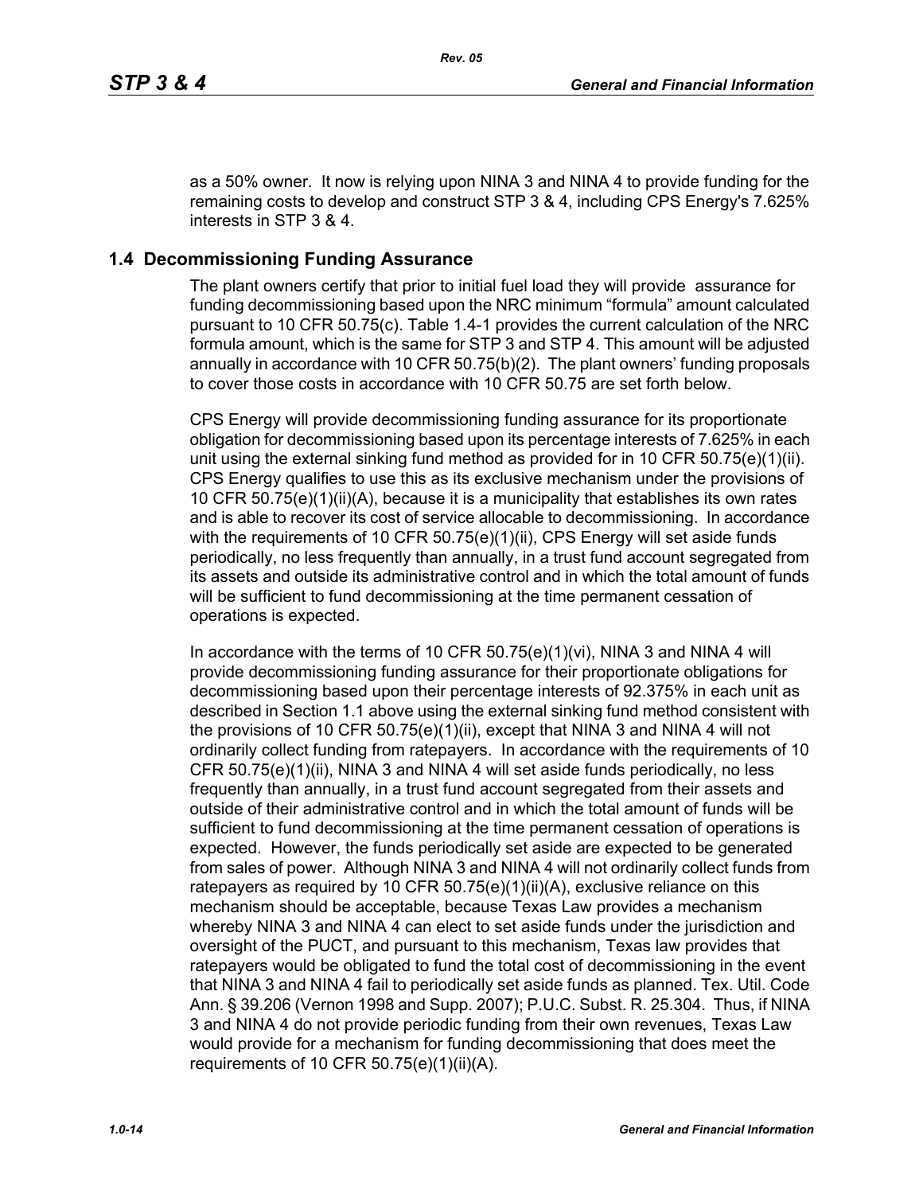as a 50% owner. It now is relying upon NINA 3 and NINA 4 to provide funding for the remaining costs to develop and construct STP 3 & 4, including CPS Energy's 7.625% interests in STP 3 & 4.

## 1.4 Decommissioning Funding Assurance

The plant owners certify that prior to initial fuel load they will provide assurance for funding decommissioning based upon the NRC minimum "formula" amount calculated pursuant to 10 CFR 50.75(c). Table 1.4-1 provides the current calculation of the NRC formula amount, which is the same for STP 3 and STP 4. This amount will be adjusted annually in accordance with 10 CFR 50.75(b)(2). The plant owners' funding proposals to cover those costs in accordance with 10 CFR 50.75 are set forth below.

CPS Energy will provide decommissioning funding assurance for its proportionate obligation for decommissioning based upon its percentage interests of 7.625% in each unit using the external sinking fund method as provided for in 10 CFR 50.75(e)(1)(ii). CPS Energy qualifies to use this as its exclusive mechanism under the provisions of 10 CFR 50.75(e)(1)(ii)(A), because it is a municipality that establishes its own rates and is able to recover its cost of service allocable to decommissioning. In accordance with the requirements of 10 CFR 50.75(e)(1)(ii), CPS Energy will set aside funds periodically, no less frequently than annually, in a trust fund account segregated from its assets and outside its administrative control and in which the total amount of funds will be sufficient to fund decommissioning at the time permanent cessation of operations is expected.

In accordance with the terms of 10 CFR 50.75(e)(1)(vi), NINA 3 and NINA 4 will provide decommissioning funding assurance for their proportionate obligations for decommissioning based upon their percentage interests of 92.375% in each unit as described in Section 1.1 above using the external sinking fund method consistent with the provisions of 10 CFR 50.75(e)(1)(ii), except that NINA 3 and NINA 4 will not ordinarily collect funding from ratepayers. In accordance with the requirements of 10 CFR 50.75(e)(1)(ii), NINA 3 and NINA 4 will set aside funds periodically, no less frequently than annually, in a trust fund account segregated from their assets and outside of their administrative control and in which the total amount of funds will be sufficient to fund decommissioning at the time permanent cessation of operations is expected. However, the funds periodically set aside are expected to be generated from sales of power. Although NINA 3 and NINA 4 will not ordinarily collect funds from ratepayers as required by 10 CFR 50.75(e)(1)(ii)(A), exclusive reliance on this mechanism should be acceptable, because Texas Law provides a mechanism whereby NINA 3 and NINA 4 can elect to set aside funds under the jurisdiction and oversight of the PUCT, and pursuant to this mechanism, Texas law provides that ratepayers would be obligated to fund the total cost of decommissioning in the event that NINA 3 and NINA 4 fail to periodically set aside funds as planned. Tex. Util. Code Ann. § 39.206 (Vernon 1998 and Supp. 2007); P.U.C. Subst. R. 25.304. Thus, if NINA 3 and NINA 4 do not provide periodic funding from their own revenues, Texas Law would provide for a mechanism for funding decommissioning that does meet the requirements of 10 CFR 50.75(e)(1)(ii)(A).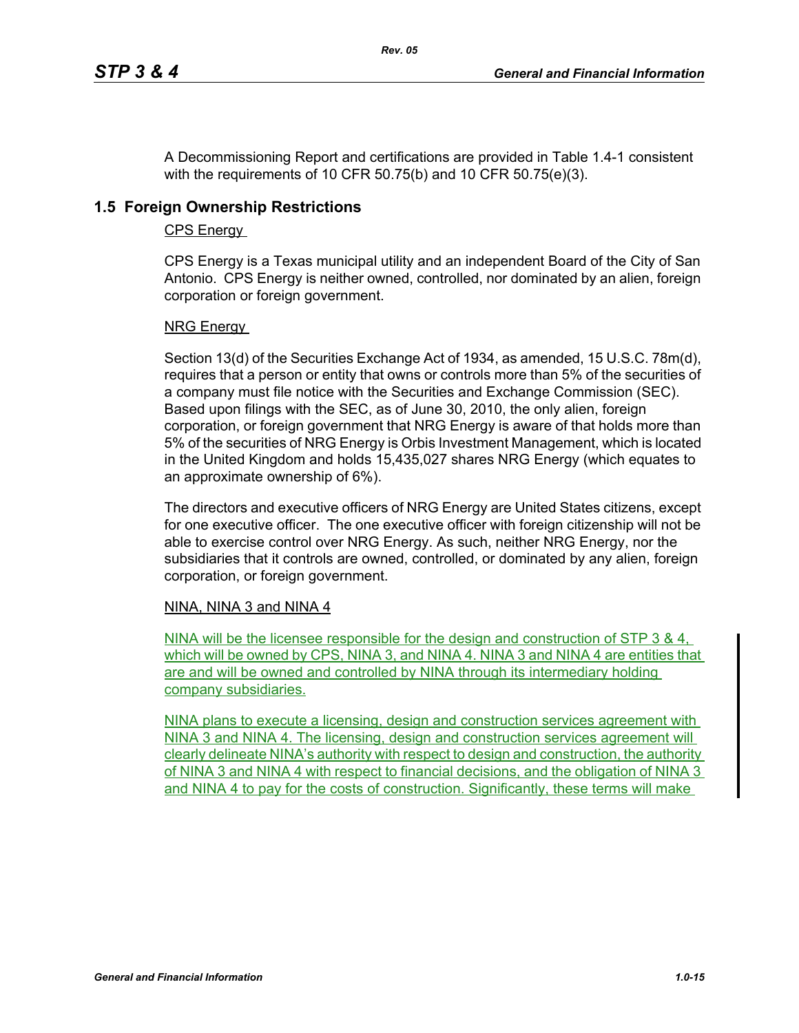A Decommissioning Report and certifications are provided in Table 1.4-1 consistent with the requirements of 10 CFR 50.75(b) and 10 CFR 50.75(e)(3).

## 1.5 Foreign Ownership Restrictions

CPS Energy

CPS Energy is a Texas municipal utility and an independent Board of the City of San Antonio. CPS Energy is neither owned, controlled, nor dominated by an alien, foreign corporation or foreign government.

NRG Energy

Section 13(d) of the Securities Exchange Act of 1934, as amended, 15 U.S.C. 78m(d), requires that a person or entity that owns or controls more than 5% of the securities of a company must file notice with the Securities and Exchange Commission (SEC). Based upon filings with the SEC, as of June 30, 2010, the only alien, foreign corporation, or foreign government that NRG Energy is aware of that holds more than 5% of the securities of NRG Energy is Orbis Investment Management, which is located in the United Kingdom and holds 15,435,027 shares NRG Energy (which equates to an approximate ownership of 6%).

The directors and executive officers of NRG Energy are United States citizens, except for one executive officer. The one executive officer with foreign citizenship will not be able to exercise control over NRG Energy. As such, neither NRG Energy, nor the subsidiaries that it controls are owned, controlled, or dominated by any alien, foreign corporation, or foreign government.

NINA, NINA 3 and NINA 4

NINA will be the licensee responsible for the design and construction of STP 3 & 4, which will be owned by CPS, NINA 3, and NINA 4. NINA 3 and NINA 4 are entities that are and will be owned and controlled by NINA through its intermediary holding company subsidiaries.

NINA plans to execute a licensing, design and construction services agreement with NINA 3 and NINA 4. The licensing, design and construction services agreement will clearly delineate NINA's authority with respect to design and construction, the authority of NINA 3 and NINA 4 with respect to financial decisions, and the obligation of NINA 3 and NINA 4 to pay for the costs of construction. Significantly, these terms will make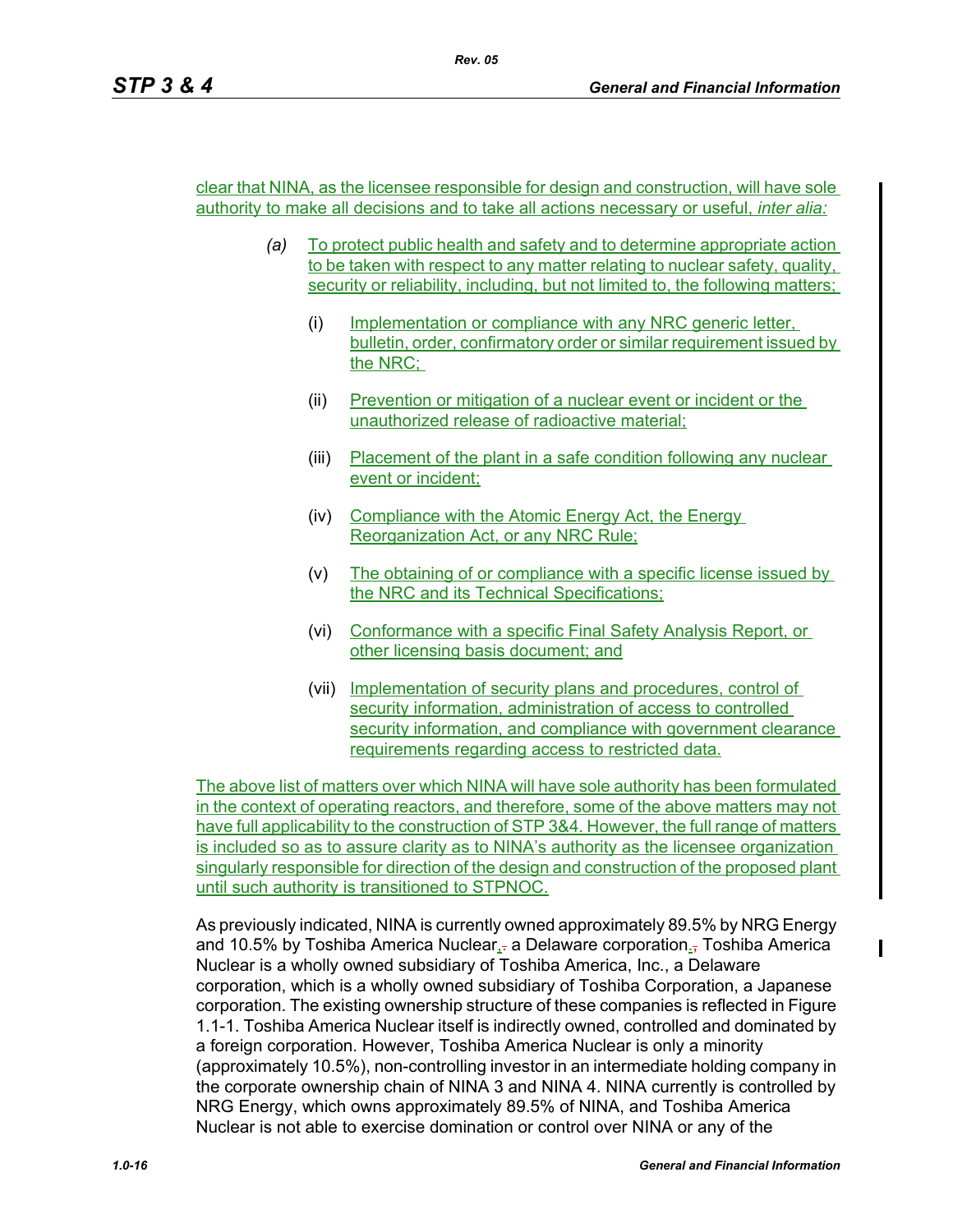clear that NINA, as the licensee responsible for design and construction, will have sole authority to make all decisions and to take all actions necessary or useful, *inter alia:*

*(a)* To protect public health and safety and to determine appropriate action to be taken with respect to any matter relating to nuclear safety, quality, security or reliability, including, but not limited to, the following matters;

(i) Implementation or compliance with any NRC generic letter, bulletin, order, confirmatory order or similar requirement issued by the NRC;

(ii) Prevention or mitigation of a nuclear event or incident or the unauthorized release of radioactive material;

(iii) Placement of the plant in a safe condition following any nuclear event or incident;

(iv) Compliance with the Atomic Energy Act, the Energy Reorganization Act, or any NRC Rule;

(v) The obtaining of or compliance with a specific license issued by the NRC and its Technical Specifications;

(vi) Conformance with a specific Final Safety Analysis Report, or other licensing basis document; and

(vii) Implementation of security plans and procedures, control of security information, administration of access to controlled security information, and compliance with government clearance requirements regarding access to restricted data.

The above list of matters over which NINA will have sole authority has been formulated in the context of operating reactors, and therefore, some of the above matters may not have full applicability to the construction of STP 3&4. However, the full range of matters is included so as to assure clarity as to NINA's authority as the licensee organization singularly responsible for direction of the design and construction of the proposed plant until such authority is transitioned to STPNOC.

As previously indicated, NINA is currently owned approximately 89.5% by NRG Energy and 10.5% by Toshiba America Nuclear, a Delaware corporation. Toshiba America Nuclear is a wholly owned subsidiary of Toshiba America, Inc., a Delaware corporation, which is a wholly owned subsidiary of Toshiba Corporation, a Japanese corporation. The existing ownership structure of these companies is reflected in Figure 1.1-1. Toshiba America Nuclear itself is indirectly owned, controlled and dominated by a foreign corporation. However, Toshiba America Nuclear is only a minority (approximately 10.5%), non-controlling investor in an intermediate holding company in the corporate ownership chain of NINA 3 and NINA 4. NINA currently is controlled by NRG Energy, which owns approximately 89.5% of NINA, and Toshiba America Nuclear is not able to exercise domination or control over NINA or any of the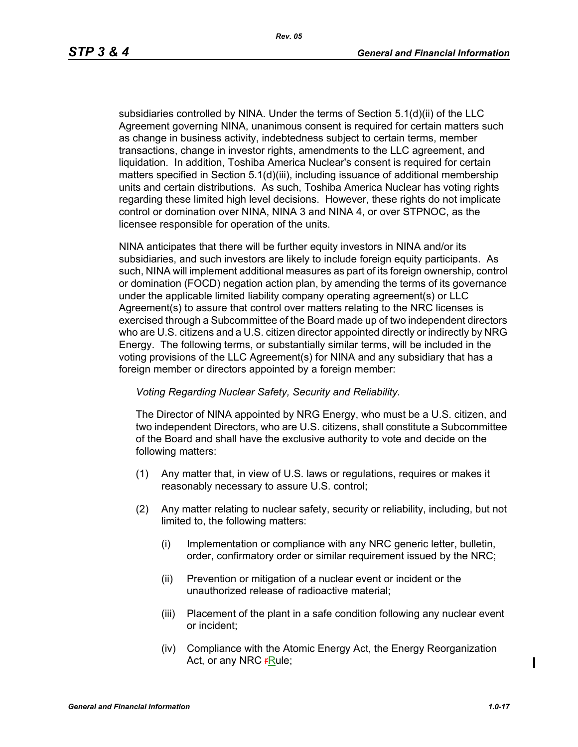subsidiaries controlled by NINA. Under the terms of Section 5.1(d)(ii) of the LLC Agreement governing NINA, unanimous consent is required for certain matters such as change in business activity, indebtedness subject to certain terms, member transactions, change in investor rights, amendments to the LLC agreement, and liquidation. In addition, Toshiba America Nuclear's consent is required for certain matters specified in Section 5.1(d)(iii), including issuance of additional membership units and certain distributions. As such, Toshiba America Nuclear has voting rights regarding these limited high level decisions. However, these rights do not implicate control or domination over NINA, NINA 3 and NINA 4, or over STPNOC, as the licensee responsible for operation of the units.

NINA anticipates that there will be further equity investors in NINA and/or its subsidiaries, and such investors are likely to include foreign equity participants. As such, NINA will implement additional measures as part of its foreign ownership, control or domination (FOCD) negation action plan, by amending the terms of its governance under the applicable limited liability company operating agreement(s) or LLC Agreement(s) to assure that control over matters relating to the NRC licenses is exercised through a Subcommittee of the Board made up of two independent directors who are U.S. citizens and a U.S. citizen director appointed directly or indirectly by NRG Energy. The following terms, or substantially similar terms, will be included in the voting provisions of the LLC Agreement(s) for NINA and any subsidiary that has a foreign member or directors appointed by a foreign member:

*Voting Regarding Nuclear Safety, Security and Reliability.*

The Director of NINA appointed by NRG Energy, who must be a U.S. citizen, and two independent Directors, who are U.S. citizens, shall constitute a Subcommittee of the Board and shall have the exclusive authority to vote and decide on the following matters:

(1) Any matter that, in view of U.S. laws or regulations, requires or makes it reasonably necessary to assure U.S. control;

(2) Any matter relating to nuclear safety, security or reliability, including, but not limited to, the following matters:

(i) Implementation or compliance with any NRC generic letter, bulletin, order, confirmatory order or similar requirement issued by the NRC;

(ii) Prevention or mitigation of a nuclear event or incident or the unauthorized release of radioactive material;

(iii) Placement of the plant in a safe condition following any nuclear event or incident;

(iv) Compliance with the Atomic Energy Act, the Energy Reorganization Act, or any NRC Rule;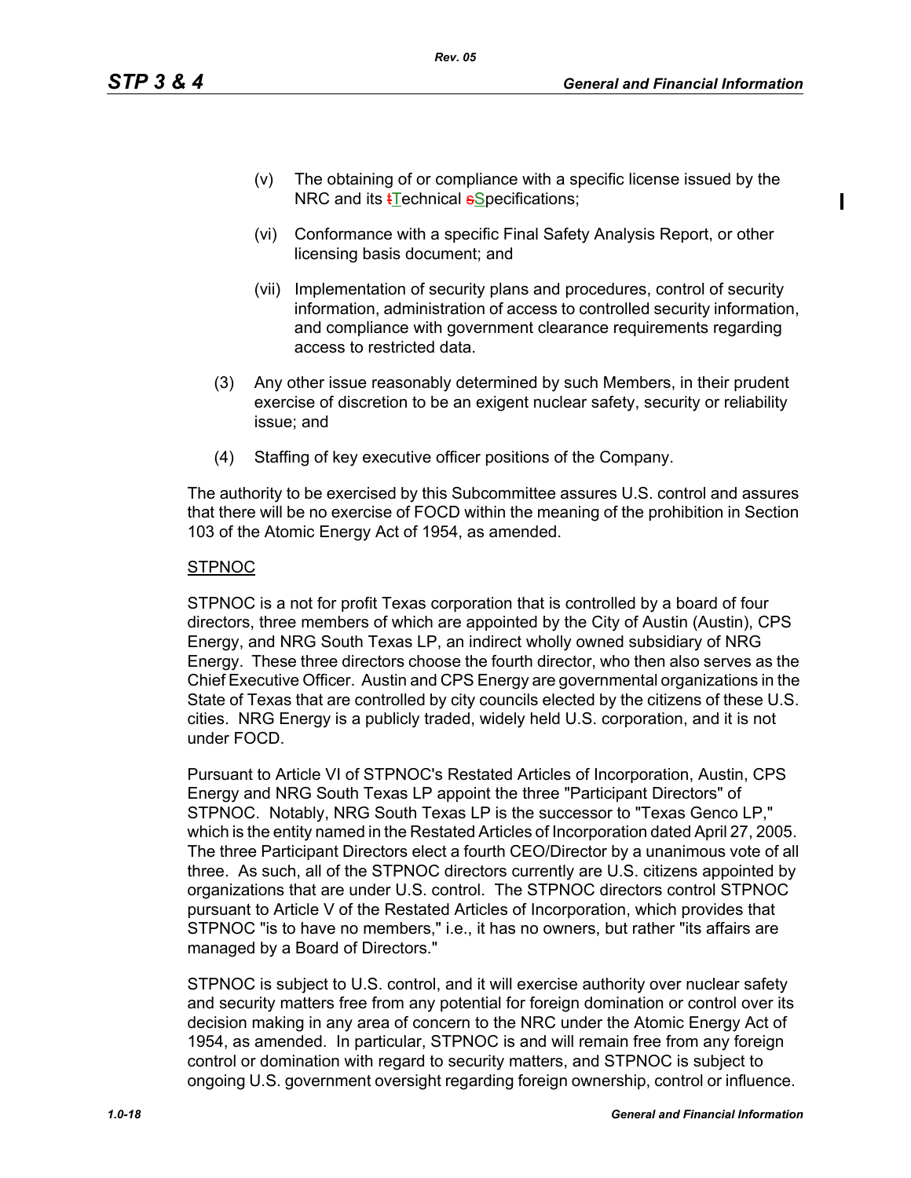(v) The obtaining of or compliance with a specific license issued by the NRC and its ~~t~~Technical ~~s~~Specifications;

(vi) Conformance with a specific Final Safety Analysis Report, or other licensing basis document; and

(vii) Implementation of security plans and procedures, control of security information, administration of access to controlled security information, and compliance with government clearance requirements regarding access to restricted data.

(3) Any other issue reasonably determined by such Members, in their prudent exercise of discretion to be an exigent nuclear safety, security or reliability issue; and

(4) Staffing of key executive officer positions of the Company.

The authority to be exercised by this Subcommittee assures U.S. control and assures that there will be no exercise of FOCD within the meaning of the prohibition in Section 103 of the Atomic Energy Act of 1954, as amended.

STPNOC

STPNOC is a not for profit Texas corporation that is controlled by a board of four directors, three members of which are appointed by the City of Austin (Austin), CPS Energy, and NRG South Texas LP, an indirect wholly owned subsidiary of NRG Energy. These three directors choose the fourth director, who then also serves as the Chief Executive Officer. Austin and CPS Energy are governmental organizations in the State of Texas that are controlled by city councils elected by the citizens of these U.S. cities. NRG Energy is a publicly traded, widely held U.S. corporation, and it is not under FOCD.

Pursuant to Article VI of STPNOC's Restated Articles of Incorporation, Austin, CPS Energy and NRG South Texas LP appoint the three "Participant Directors" of STPNOC. Notably, NRG South Texas LP is the successor to "Texas Genco LP," which is the entity named in the Restated Articles of Incorporation dated April 27, 2005. The three Participant Directors elect a fourth CEO/Director by a unanimous vote of all three. As such, all of the STPNOC directors currently are U.S. citizens appointed by organizations that are under U.S. control. The STPNOC directors control STPNOC pursuant to Article V of the Restated Articles of Incorporation, which provides that STPNOC "is to have no members," i.e., it has no owners, but rather "its affairs are managed by a Board of Directors."

STPNOC is subject to U.S. control, and it will exercise authority over nuclear safety and security matters free from any potential for foreign domination or control over its decision making in any area of concern to the NRC under the Atomic Energy Act of 1954, as amended. In particular, STPNOC is and will remain free from any foreign control or domination with regard to security matters, and STPNOC is subject to ongoing U.S. government oversight regarding foreign ownership, control or influence.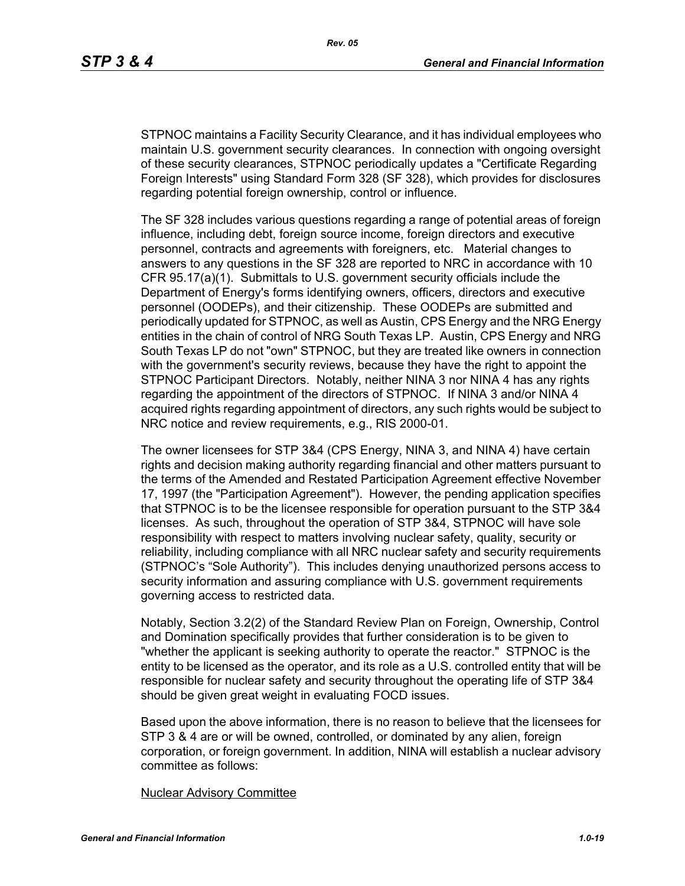STPNOC maintains a Facility Security Clearance, and it has individual employees who maintain U.S. government security clearances. In connection with ongoing oversight of these security clearances, STPNOC periodically updates a "Certificate Regarding Foreign Interests" using Standard Form 328 (SF 328), which provides for disclosures regarding potential foreign ownership, control or influence.

The SF 328 includes various questions regarding a range of potential areas of foreign influence, including debt, foreign source income, foreign directors and executive personnel, contracts and agreements with foreigners, etc. Material changes to answers to any questions in the SF 328 are reported to NRC in accordance with 10 CFR 95.17(a)(1). Submittals to U.S. government security officials include the Department of Energy's forms identifying owners, officers, directors and executive personnel (OODEPs), and their citizenship. These OODEPs are submitted and periodically updated for STPNOC, as well as Austin, CPS Energy and the NRG Energy entities in the chain of control of NRG South Texas LP. Austin, CPS Energy and NRG South Texas LP do not "own" STPNOC, but they are treated like owners in connection with the government's security reviews, because they have the right to appoint the STPNOC Participant Directors. Notably, neither NINA 3 nor NINA 4 has any rights regarding the appointment of the directors of STPNOC. If NINA 3 and/or NINA 4 acquired rights regarding appointment of directors, any such rights would be subject to NRC notice and review requirements, e.g., RIS 2000-01.

The owner licensees for STP 3&4 (CPS Energy, NINA 3, and NINA 4) have certain rights and decision making authority regarding financial and other matters pursuant to the terms of the Amended and Restated Participation Agreement effective November 17, 1997 (the "Participation Agreement"). However, the pending application specifies that STPNOC is to be the licensee responsible for operation pursuant to the STP 3&4 licenses. As such, throughout the operation of STP 3&4, STPNOC will have sole responsibility with respect to matters involving nuclear safety, quality, security or reliability, including compliance with all NRC nuclear safety and security requirements (STPNOC's "Sole Authority"). This includes denying unauthorized persons access to security information and assuring compliance with U.S. government requirements governing access to restricted data.

Notably, Section 3.2(2) of the Standard Review Plan on Foreign, Ownership, Control and Domination specifically provides that further consideration is to be given to "whether the applicant is seeking authority to operate the reactor." STPNOC is the entity to be licensed as the operator, and its role as a U.S. controlled entity that will be responsible for nuclear safety and security throughout the operating life of STP 3&4 should be given great weight in evaluating FOCD issues.

Based upon the above information, there is no reason to believe that the licensees for STP 3 & 4 are or will be owned, controlled, or dominated by any alien, foreign corporation, or foreign government. In addition, NINA will establish a nuclear advisory committee as follows:

<u>Nuclear Advisory Committee</u>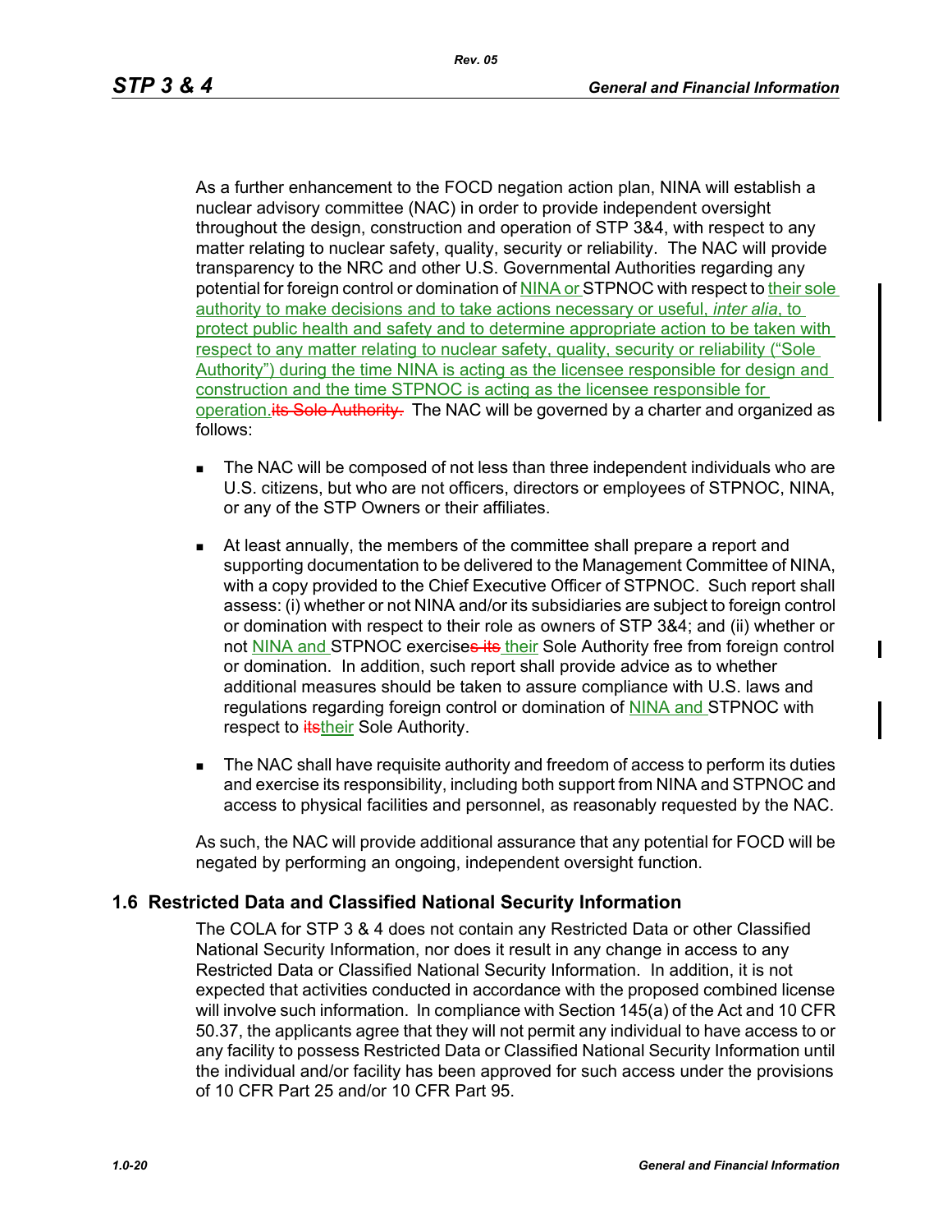As a further enhancement to the FOCD negation action plan, NINA will establish a nuclear advisory committee (NAC) in order to provide independent oversight throughout the design, construction and operation of STP 3&4, with respect to any matter relating to nuclear safety, quality, security or reliability. The NAC will provide transparency to the NRC and other U.S. Governmental Authorities regarding any potential for foreign control or domination of NINA or STPNOC with respect to their sole authority to make decisions and to take actions necessary or useful, *inter alia*, to protect public health and safety and to determine appropriate action to be taken with respect to any matter relating to nuclear safety, quality, security or reliability ("Sole Authority") during the time NINA is acting as the licensee responsible for design and construction and the time STPNOC is acting as the licensee responsible for operation.~~its Sole Authority.~~ The NAC will be governed by a charter and organized as follows:

- The NAC will be composed of not less than three independent individuals who are U.S. citizens, but who are not officers, directors or employees of STPNOC, NINA, or any of the STP Owners or their affiliates.

- At least annually, the members of the committee shall prepare a report and supporting documentation to be delivered to the Management Committee of NINA, with a copy provided to the Chief Executive Officer of STPNOC. Such report shall assess: (i) whether or not NINA and/or its subsidiaries are subject to foreign control or domination with respect to their role as owners of STP 3&4; and (ii) whether or not NINA and STPNOC exercise~~s its~~ their Sole Authority free from foreign control or domination. In addition, such report shall provide advice as to whether additional measures should be taken to assure compliance with U.S. laws and regulations regarding foreign control or domination of NINA and STPNOC with respect to ~~its~~their Sole Authority.

- The NAC shall have requisite authority and freedom of access to perform its duties and exercise its responsibility, including both support from NINA and STPNOC and access to physical facilities and personnel, as reasonably requested by the NAC.

As such, the NAC will provide additional assurance that any potential for FOCD will be negated by performing an ongoing, independent oversight function.

## 1.6 Restricted Data and Classified National Security Information

The COLA for STP 3 & 4 does not contain any Restricted Data or other Classified National Security Information, nor does it result in any change in access to any Restricted Data or Classified National Security Information. In addition, it is not expected that activities conducted in accordance with the proposed combined license will involve such information. In compliance with Section 145(a) of the Act and 10 CFR 50.37, the applicants agree that they will not permit any individual to have access to or any facility to possess Restricted Data or Classified National Security Information until the individual and/or facility has been approved for such access under the provisions of 10 CFR Part 25 and/or 10 CFR Part 95.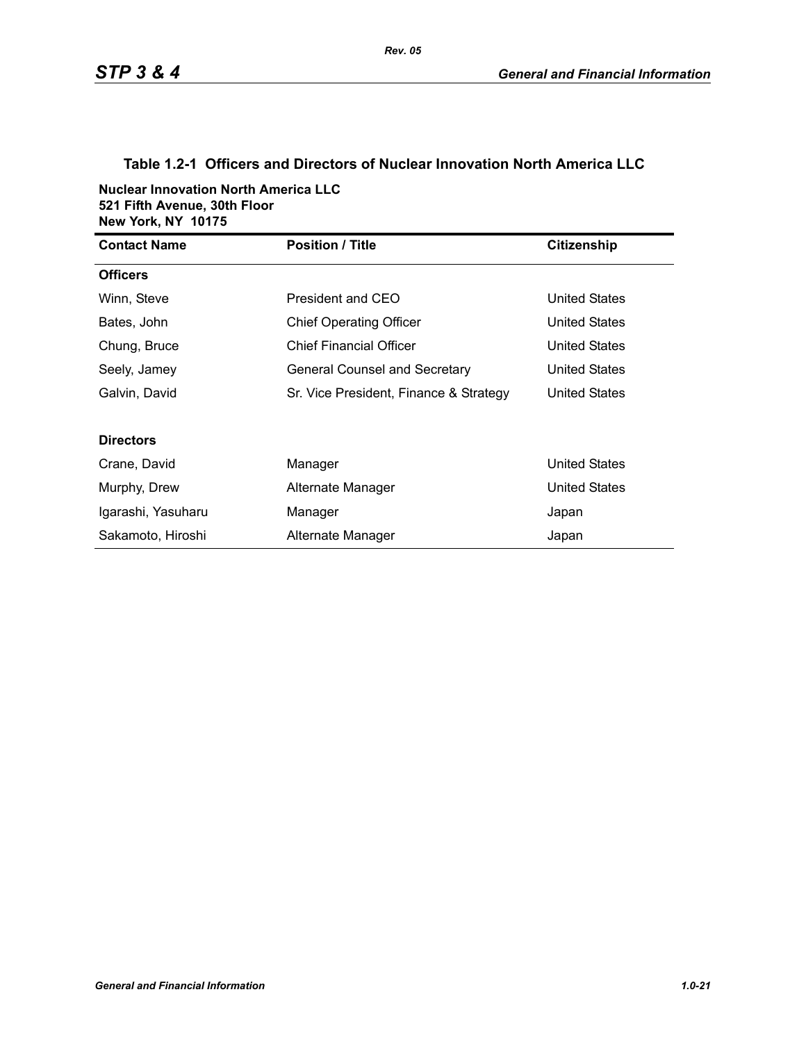### Table 1.2-1 Officers and Directors of Nuclear Innovation North America LLC

**Nuclear Innovation North America LLC**
**521 Fifth Avenue, 30th Floor**
**New York, NY 10175**

| Contact Name | Position / Title | Citizenship |
|---|---|---|
| **Officers** | | |
| Winn, Steve | President and CEO | United States |
| Bates, John | Chief Operating Officer | United States |
| Chung, Bruce | Chief Financial Officer | United States |
| Seely, Jamey | General Counsel and Secretary | United States |
| Galvin, David | Sr. Vice President, Finance & Strategy | United States |
| **Directors** | | |
| Crane, David | Manager | United States |
| Murphy, Drew | Alternate Manager | United States |
| Igarashi, Yasuharu | Manager | Japan |
| Sakamoto, Hiroshi | Alternate Manager | Japan |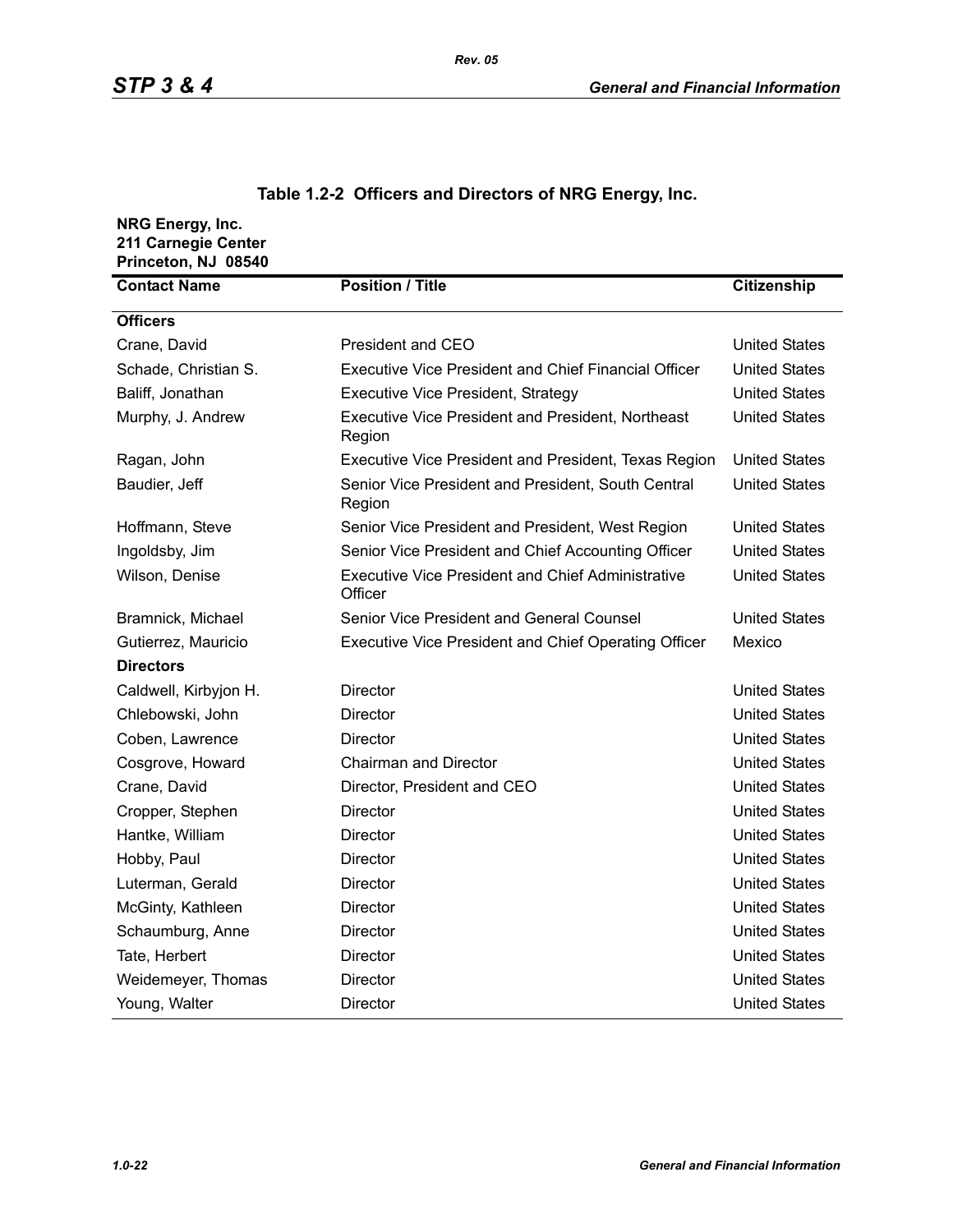**Table 1.2-2 Officers and Directors of NRG Energy, Inc.**

**NRG Energy, Inc.**
**211 Carnegie Center**
**Princeton, NJ 08540**

| Contact Name | Position / Title | Citizenship |
|---|---|---|
| **Officers** | | |
| Crane, David | President and CEO | United States |
| Schade, Christian S. | Executive Vice President and Chief Financial Officer | United States |
| Baliff, Jonathan | Executive Vice President, Strategy | United States |
| Murphy, J. Andrew | Executive Vice President and President, Northeast Region | United States |
| Ragan, John | Executive Vice President and President, Texas Region | United States |
| Baudier, Jeff | Senior Vice President and President, South Central Region | United States |
| Hoffmann, Steve | Senior Vice President and President, West Region | United States |
| Ingoldsby, Jim | Senior Vice President and Chief Accounting Officer | United States |
| Wilson, Denise | Executive Vice President and Chief Administrative Officer | United States |
| Bramnick, Michael | Senior Vice President and General Counsel | United States |
| Gutierrez, Mauricio | Executive Vice President and Chief Operating Officer | Mexico |
| **Directors** | | |
| Caldwell, Kirbyjon H. | Director | United States |
| Chlebowski, John | Director | United States |
| Coben, Lawrence | Director | United States |
| Cosgrove, Howard | Chairman and Director | United States |
| Crane, David | Director, President and CEO | United States |
| Cropper, Stephen | Director | United States |
| Hantke, William | Director | United States |
| Hobby, Paul | Director | United States |
| Luterman, Gerald | Director | United States |
| McGinty, Kathleen | Director | United States |
| Schaumburg, Anne | Director | United States |
| Tate, Herbert | Director | United States |
| Weidemeyer, Thomas | Director | United States |
| Young, Walter | Director | United States |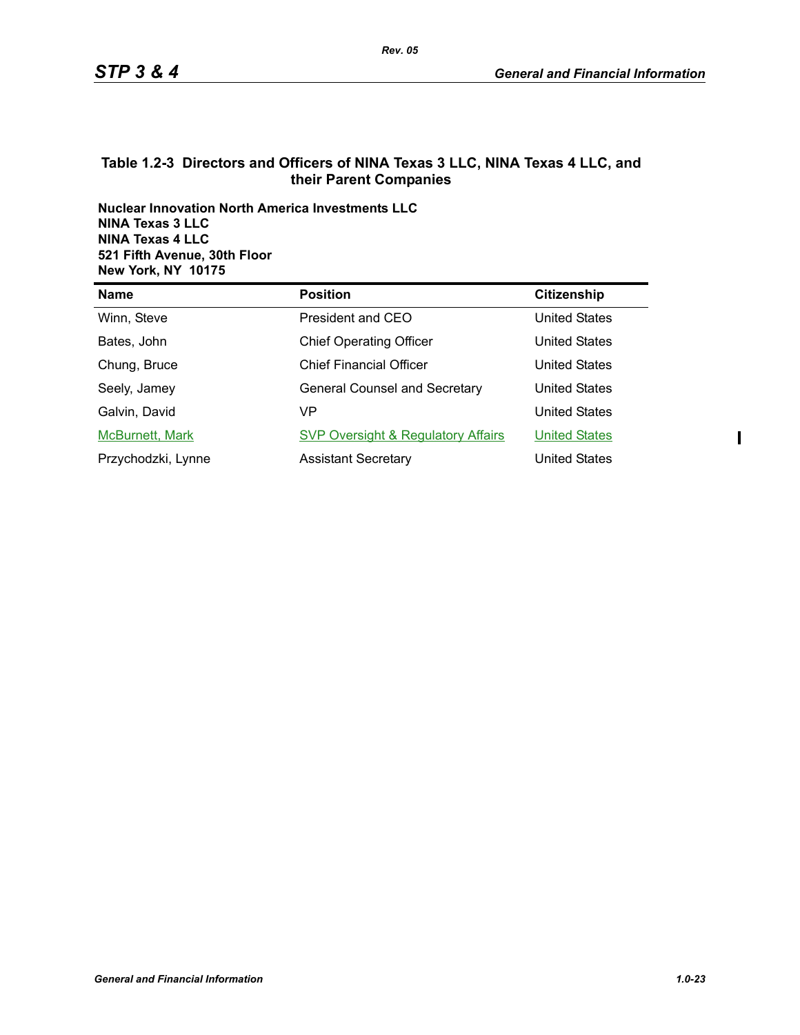### Table 1.2-3 Directors and Officers of NINA Texas 3 LLC, NINA Texas 4 LLC, and their Parent Companies

**Nuclear Innovation North America Investments LLC**
**NINA Texas 3 LLC**
**NINA Texas 4 LLC**
**521 Fifth Avenue, 30th Floor**
**New York, NY 10175**

| Name | Position | Citizenship |
|---|---|---|
| Winn, Steve | President and CEO | United States |
| Bates, John | Chief Operating Officer | United States |
| Chung, Bruce | Chief Financial Officer | United States |
| Seely, Jamey | General Counsel and Secretary | United States |
| Galvin, David | VP | United States |
| McBurnett, Mark | SVP Oversight & Regulatory Affairs | United States |
| Przychodzki, Lynne | Assistant Secretary | United States |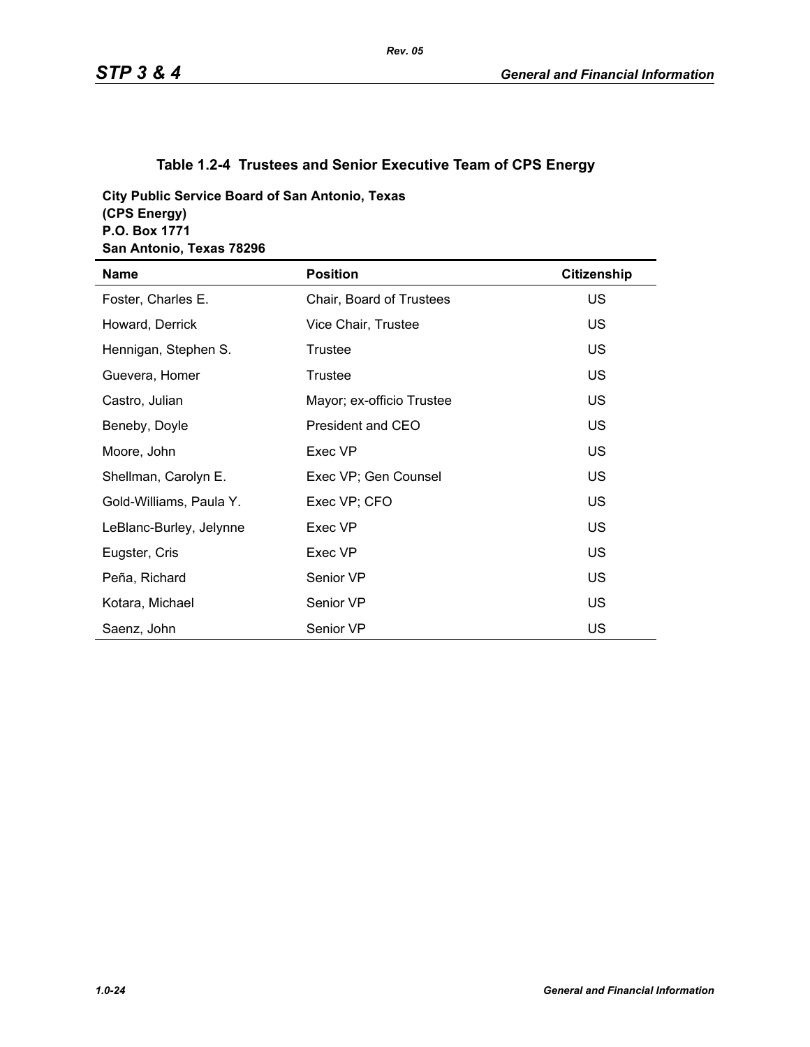### Table 1.2-4 Trustees and Senior Executive Team of CPS Energy

**City Public Service Board of San Antonio, Texas**
**(CPS Energy)**
**P.O. Box 1771**
**San Antonio, Texas 78296**

| Name | Position | Citizenship |
|---|---|---|
| Foster, Charles E. | Chair, Board of Trustees | US |
| Howard, Derrick | Vice Chair, Trustee | US |
| Hennigan, Stephen S. | Trustee | US |
| Guevera, Homer | Trustee | US |
| Castro, Julian | Mayor; ex-officio Trustee | US |
| Beneby, Doyle | President and CEO | US |
| Moore, John | Exec VP | US |
| Shellman, Carolyn E. | Exec VP; Gen Counsel | US |
| Gold-Williams, Paula Y. | Exec VP; CFO | US |
| LeBlanc-Burley, Jelynne | Exec VP | US |
| Eugster, Cris | Exec VP | US |
| Peña, Richard | Senior VP | US |
| Kotara, Michael | Senior VP | US |
| Saenz, John | Senior VP | US |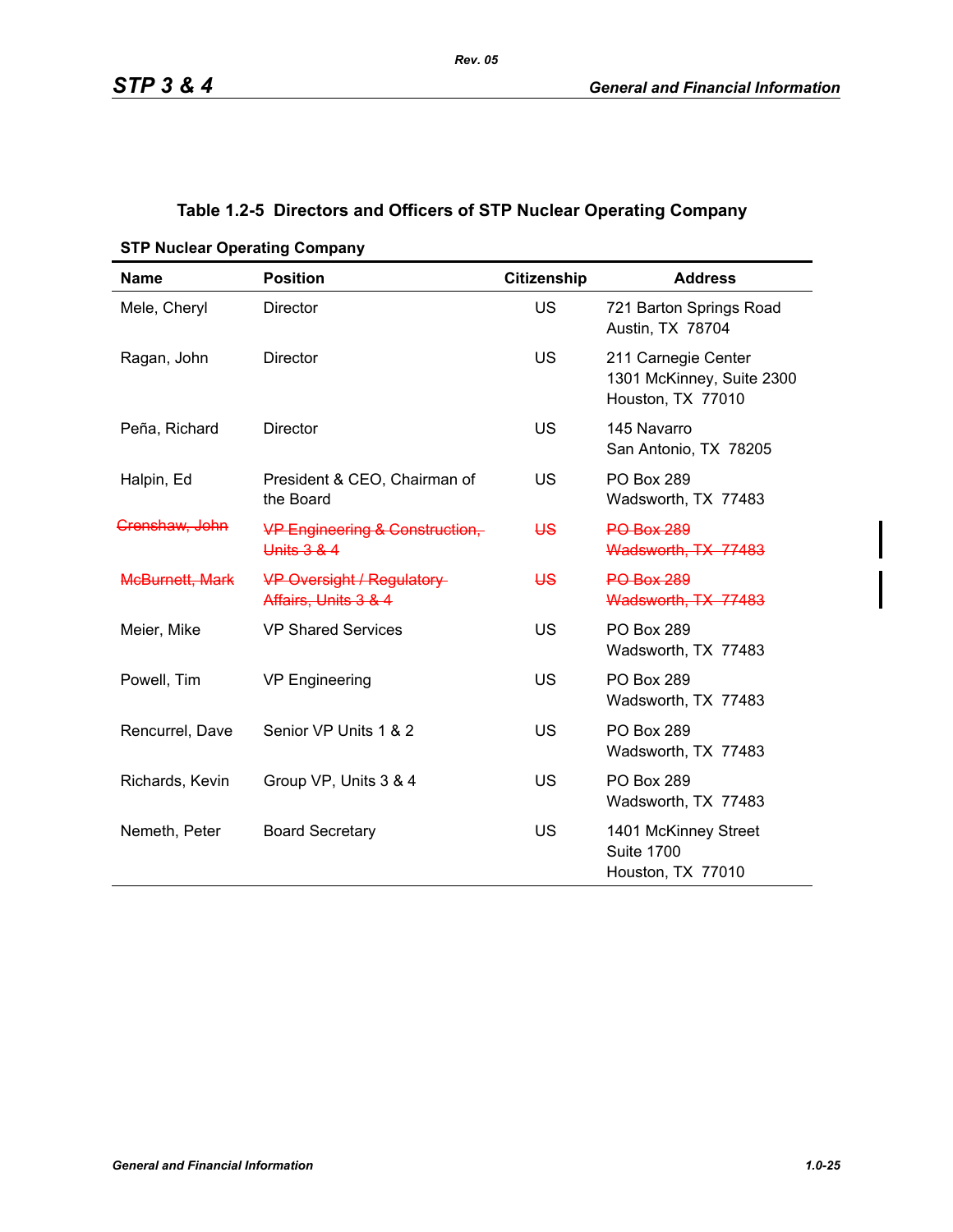**Table 1.2-5 Directors and Officers of STP Nuclear Operating Company**

**STP Nuclear Operating Company**

| Name | Position | Citizenship | Address |
|---|---|---|---|
| Mele, Cheryl | Director | US | 721 Barton Springs Road<br>Austin, TX 78704 |
| Ragan, John | Director | US | 211 Carnegie Center<br>1301 McKinney, Suite 2300<br>Houston, TX 77010 |
| Peña, Richard | Director | US | 145 Navarro<br>San Antonio, TX 78205 |
| Halpin, Ed | President & CEO, Chairman of the Board | US | PO Box 289<br>Wadsworth, TX 77483 |
| ~~Crenshaw, John~~ | ~~VP Engineering & Construction, Units 3 & 4~~ | ~~US~~ | ~~PO Box 289~~<br>~~Wadsworth, TX 77483~~ |
| ~~McBurnett, Mark~~ | ~~VP Oversight / Regulatory Affairs, Units 3 & 4~~ | ~~US~~ | ~~PO Box 289~~<br>~~Wadsworth, TX 77483~~ |
| Meier, Mike | VP Shared Services | US | PO Box 289<br>Wadsworth, TX 77483 |
| Powell, Tim | VP Engineering | US | PO Box 289<br>Wadsworth, TX 77483 |
| Rencurrel, Dave | Senior VP Units 1 & 2 | US | PO Box 289<br>Wadsworth, TX 77483 |
| Richards, Kevin | Group VP, Units 3 & 4 | US | PO Box 289<br>Wadsworth, TX 77483 |
| Nemeth, Peter | Board Secretary | US | 1401 McKinney Street<br>Suite 1700<br>Houston, TX 77010 |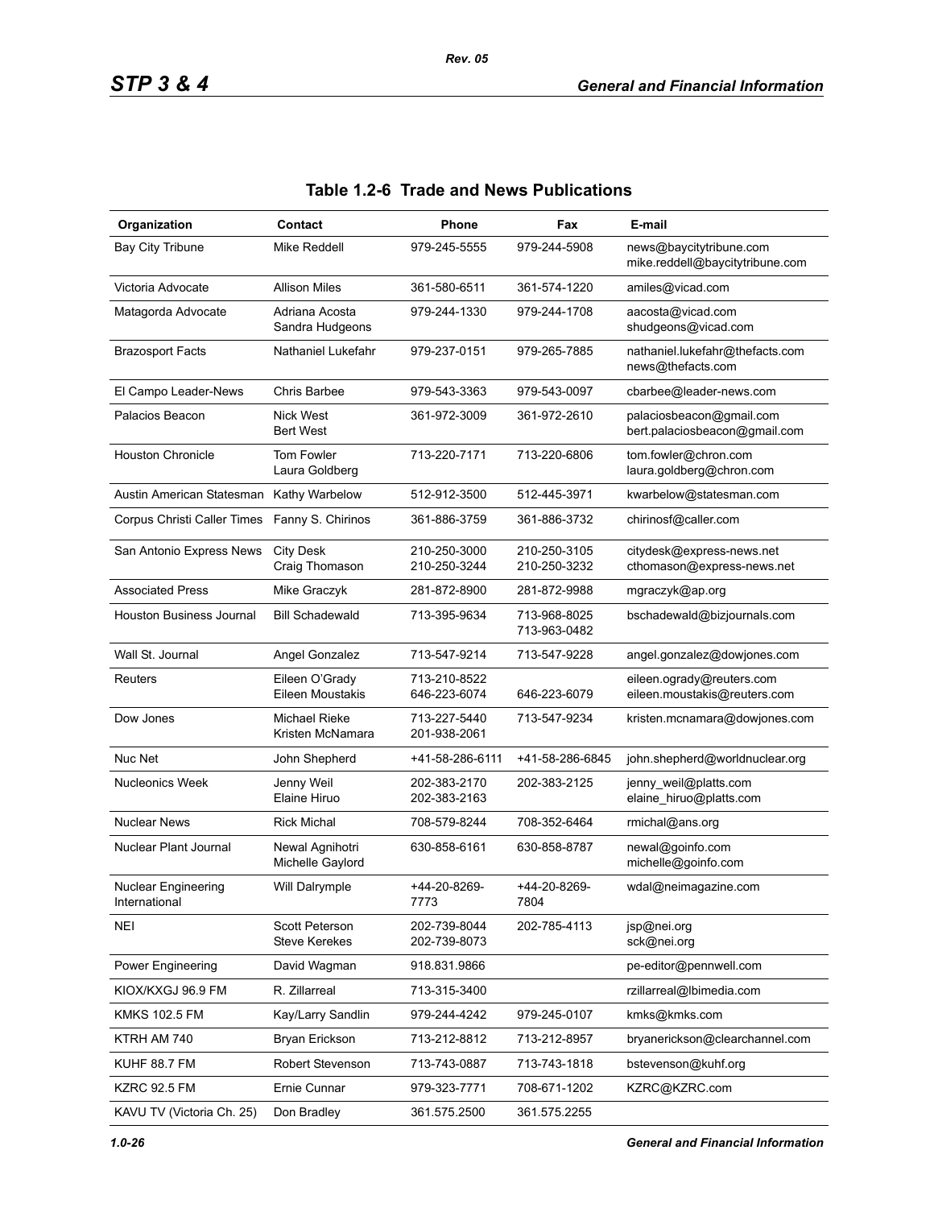## Table 1.2-6 Trade and News Publications

| Organization | Contact | Phone | Fax | E-mail |
|---|---|---|---|---|
| Bay City Tribune | Mike Reddell | 979-245-5555 | 979-244-5908 | news@baycitytribune.com mike.reddell@baycitytribune.com |
| Victoria Advocate | Allison Miles | 361-580-6511 | 361-574-1220 | amiles@vicad.com |
| Matagorda Advocate | Adriana Acosta Sandra Hudgeons | 979-244-1330 | 979-244-1708 | aacosta@vicad.com shudgeons@vicad.com |
| Brazosport Facts | Nathaniel Lukefahr | 979-237-0151 | 979-265-7885 | nathaniel.lukefahr@thefacts.com news@thefacts.com |
| El Campo Leader-News | Chris Barbee | 979-543-3363 | 979-543-0097 | cbarbee@leader-news.com |
| Palacios Beacon | Nick West Bert West | 361-972-3009 | 361-972-2610 | palaciosbeacon@gmail.com bert.palaciosbeacon@gmail.com |
| Houston Chronicle | Tom Fowler Laura Goldberg | 713-220-7171 | 713-220-6806 | tom.fowler@chron.com laura.goldberg@chron.com |
| Austin American Statesman | Kathy Warbelow | 512-912-3500 | 512-445-3971 | kwarbelow@statesman.com |
| Corpus Christi Caller Times | Fanny S. Chirinos | 361-886-3759 | 361-886-3732 | chirinosf@caller.com |
| San Antonio Express News | City Desk Craig Thomason | 210-250-3000 210-250-3244 | 210-250-3105 210-250-3232 | citydesk@express-news.net cthomason@express-news.net |
| Associated Press | Mike Graczyk | 281-872-8900 | 281-872-9988 | mgraczyk@ap.org |
| Houston Business Journal | Bill Schadewald | 713-395-9634 | 713-968-8025 713-963-0482 | bschadewald@bizjournals.com |
| Wall St. Journal | Angel Gonzalez | 713-547-9214 | 713-547-9228 | angel.gonzalez@dowjones.com |
| Reuters | Eileen O'Grady Eileen Moustakis | 713-210-8522 646-223-6074 | 646-223-6079 | eileen.ogrady@reuters.com eileen.moustakis@reuters.com |
| Dow Jones | Michael Rieke Kristen McNamara | 713-227-5440 201-938-2061 | 713-547-9234 | kristen.mcnamara@dowjones.com |
| Nuc Net | John Shepherd | +41-58-286-6111 | +41-58-286-6845 | john.shepherd@worldnuclear.org |
| Nucleonics Week | Jenny Weil Elaine Hiruo | 202-383-2170 202-383-2163 | 202-383-2125 | jenny_weil@platts.com elaine_hiruo@platts.com |
| Nuclear News | Rick Michal | 708-579-8244 | 708-352-6464 | rmichal@ans.org |
| Nuclear Plant Journal | Newal Agnihotri Michelle Gaylord | 630-858-6161 | 630-858-8787 | newal@goinfo.com michelle@goinfo.com |
| Nuclear Engineering International | Will Dalrymple | +44-20-8269-7773 | +44-20-8269-7804 | wdal@neimagazine.com |
| NEI | Scott Peterson Steve Kerekes | 202-739-8044 202-739-8073 | 202-785-4113 | jsp@nei.org sck@nei.org |
| Power Engineering | David Wagman | 918.831.9866 | | pe-editor@pennwell.com |
| KIOX/KXGJ 96.9 FM | R. Zillarreal | 713-315-3400 | | rzillarreal@lbimedia.com |
| KMKS 102.5 FM | Kay/Larry Sandlin | 979-244-4242 | 979-245-0107 | kmks@kmks.com |
| KTRH AM 740 | Bryan Erickson | 713-212-8812 | 713-212-8957 | bryanerickson@clearchannel.com |
| KUHF 88.7 FM | Robert Stevenson | 713-743-0887 | 713-743-1818 | bstevenson@kuhf.org |
| KZRC 92.5 FM | Ernie Cunnar | 979-323-7771 | 708-671-1202 | KZRC@KZRC.com |
| KAVU TV (Victoria Ch. 25) | Don Bradley | 361.575.2500 | 361.575.2255 | |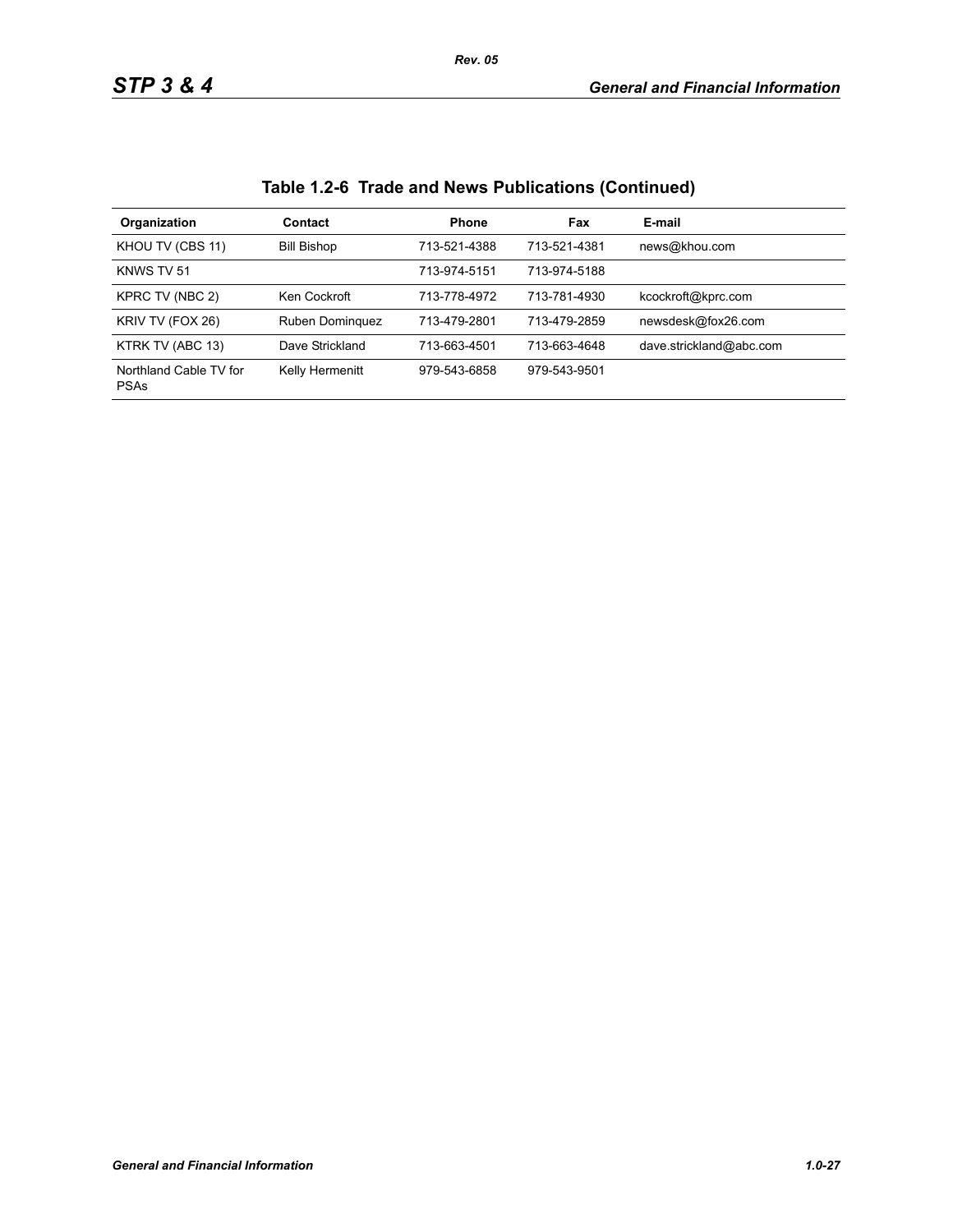### Table 1.2-6 Trade and News Publications (Continued)

| Organization | Contact | Phone | Fax | E-mail |
|---|---|---|---|---|
| KHOU TV (CBS 11) | Bill Bishop | 713-521-4388 | 713-521-4381 | news@khou.com |
| KNWS TV 51 | | 713-974-5151 | 713-974-5188 | |
| KPRC TV (NBC 2) | Ken Cockroft | 713-778-4972 | 713-781-4930 | kcockroft@kprc.com |
| KRIV TV (FOX 26) | Ruben Dominquez | 713-479-2801 | 713-479-2859 | newsdesk@fox26.com |
| KTRK TV (ABC 13) | Dave Strickland | 713-663-4501 | 713-663-4648 | dave.strickland@abc.com |
| Northland Cable TV for PSAs | Kelly Hermenitt | 979-543-6858 | 979-543-9501 | |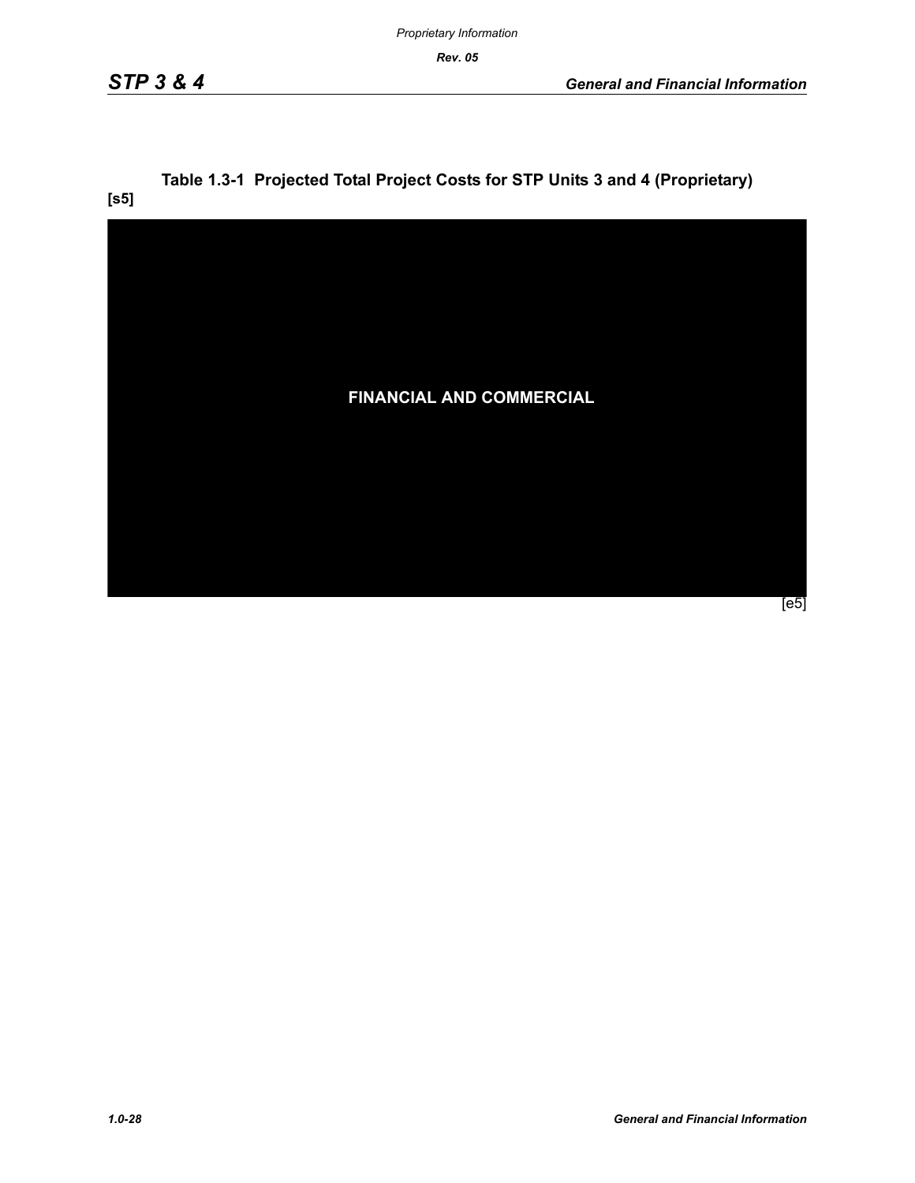**Table 1.3-1 Projected Total Project Costs for STP Units 3 and 4 (Proprietary)**

[s5]

**FINANCIAL AND COMMERCIAL**

[e5]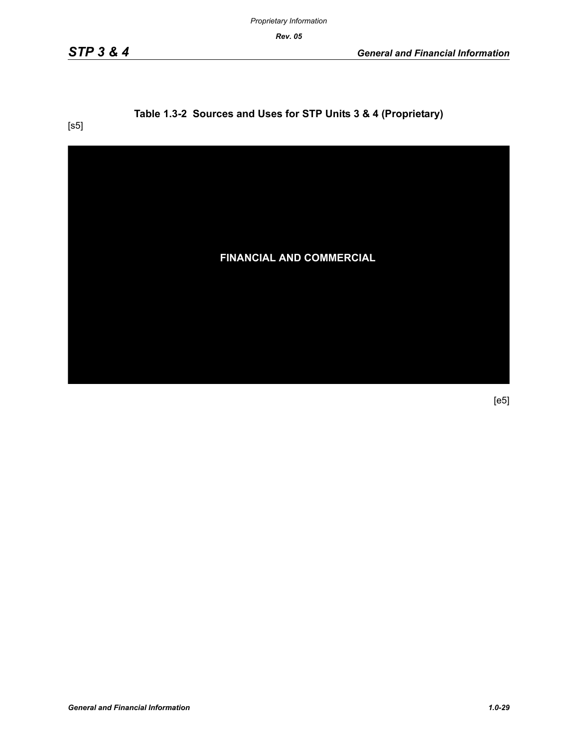**Table 1.3-2 Sources and Uses for STP Units 3 & 4 (Proprietary)**

[s5]

**FINANCIAL AND COMMERCIAL**

[e5]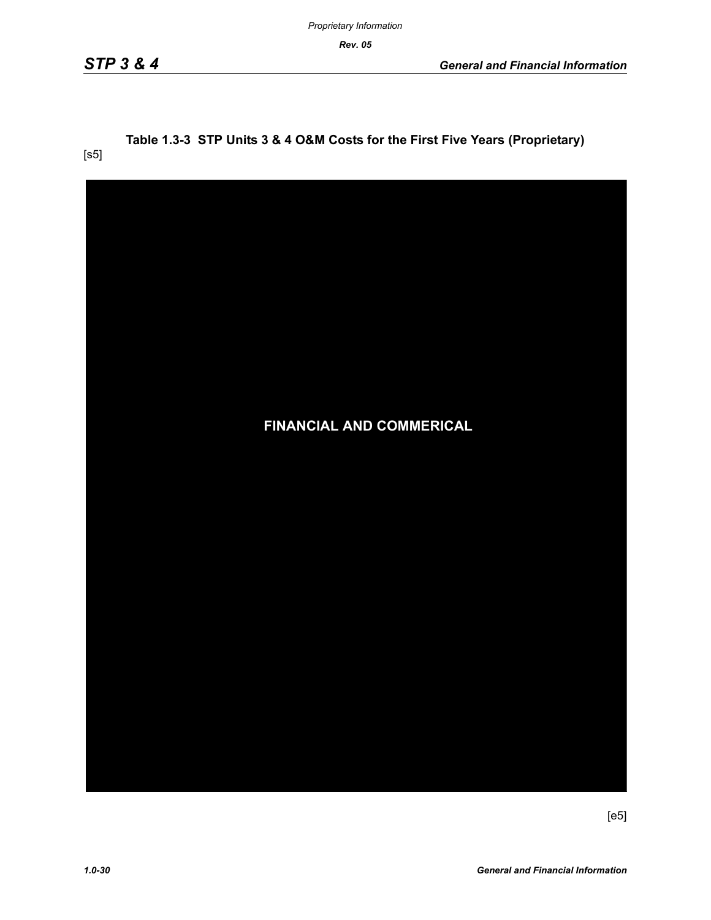**Table 1.3-3 STP Units 3 & 4 O&M Costs for the First Five Years (Proprietary)**

[s5]

**FINANCIAL AND COMMERICAL**

[e5]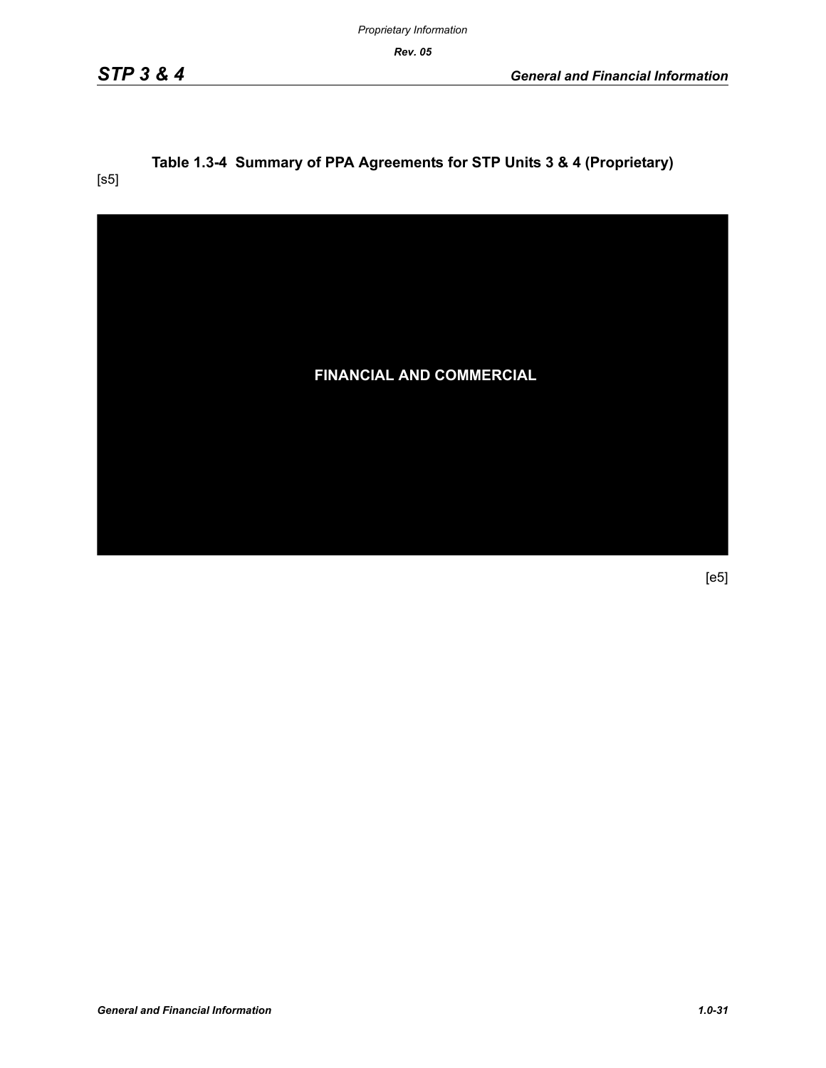**Table 1.3-4 Summary of PPA Agreements for STP Units 3 & 4 (Proprietary)**

[s5]

FINANCIAL AND COMMERCIAL

[e5]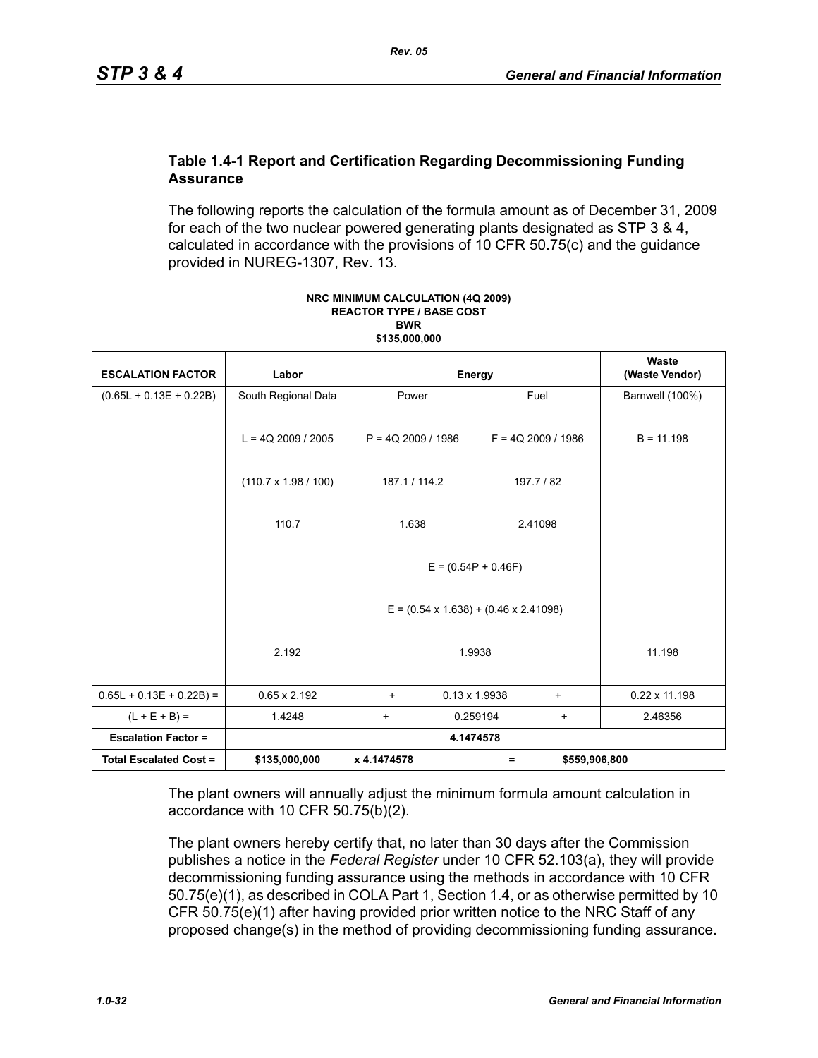### Table 1.4-1 Report and Certification Regarding Decommissioning Funding Assurance

The following reports the calculation of the formula amount as of December 31, 2009 for each of the two nuclear powered generating plants designated as STP 3 & 4, calculated in accordance with the provisions of 10 CFR 50.75(c) and the guidance provided in NUREG-1307, Rev. 13.

**NRC MINIMUM CALCULATION (4Q 2009)**
**REACTOR TYPE / BASE COST**
**BWR**
**$135,000,000**

| ESCALATION FACTOR | Labor | Energy | | Waste (Waste Vendor) |
|---|---|---|---|---|
| (0.65L + 0.13E + 0.22B) | South Regional Data | Power | Fuel | Barnwell (100%) |
| | L = 4Q 2009 / 2005 | P = 4Q 2009 / 1986 | F = 4Q 2009 / 1986 | B = 11.198 |
| | (110.7 x 1.98 / 100) | 187.1 / 114.2 | 197.7 / 82 | |
| | 110.7 | 1.638 | 2.41098 | |
| | | E = (0.54P + 0.46F) | | |
| | | E = (0.54 x 1.638) + (0.46 x 2.41098) | | |
| | 2.192 | 1.9938 | | 11.198 |
| 0.65L + 0.13E + 0.22B) = | 0.65 x 2.192 | + 0.13 x 1.9938 + | | 0.22 x 11.198 |
| (L + E + B) = | 1.4248 | + 0.259194 + | | 2.46356 |
| **Escalation Factor =** | **4.1474578** | | | |
| **Total Escalated Cost =** | **$135,000,000** | **x 4.1474578** | **=** | **$559,906,800** |

The plant owners will annually adjust the minimum formula amount calculation in accordance with 10 CFR 50.75(b)(2).

The plant owners hereby certify that, no later than 30 days after the Commission publishes a notice in the *Federal Register* under 10 CFR 52.103(a), they will provide decommissioning funding assurance using the methods in accordance with 10 CFR 50.75(e)(1), as described in COLA Part 1, Section 1.4, or as otherwise permitted by 10 CFR 50.75(e)(1) after having provided prior written notice to the NRC Staff of any proposed change(s) in the method of providing decommissioning funding assurance.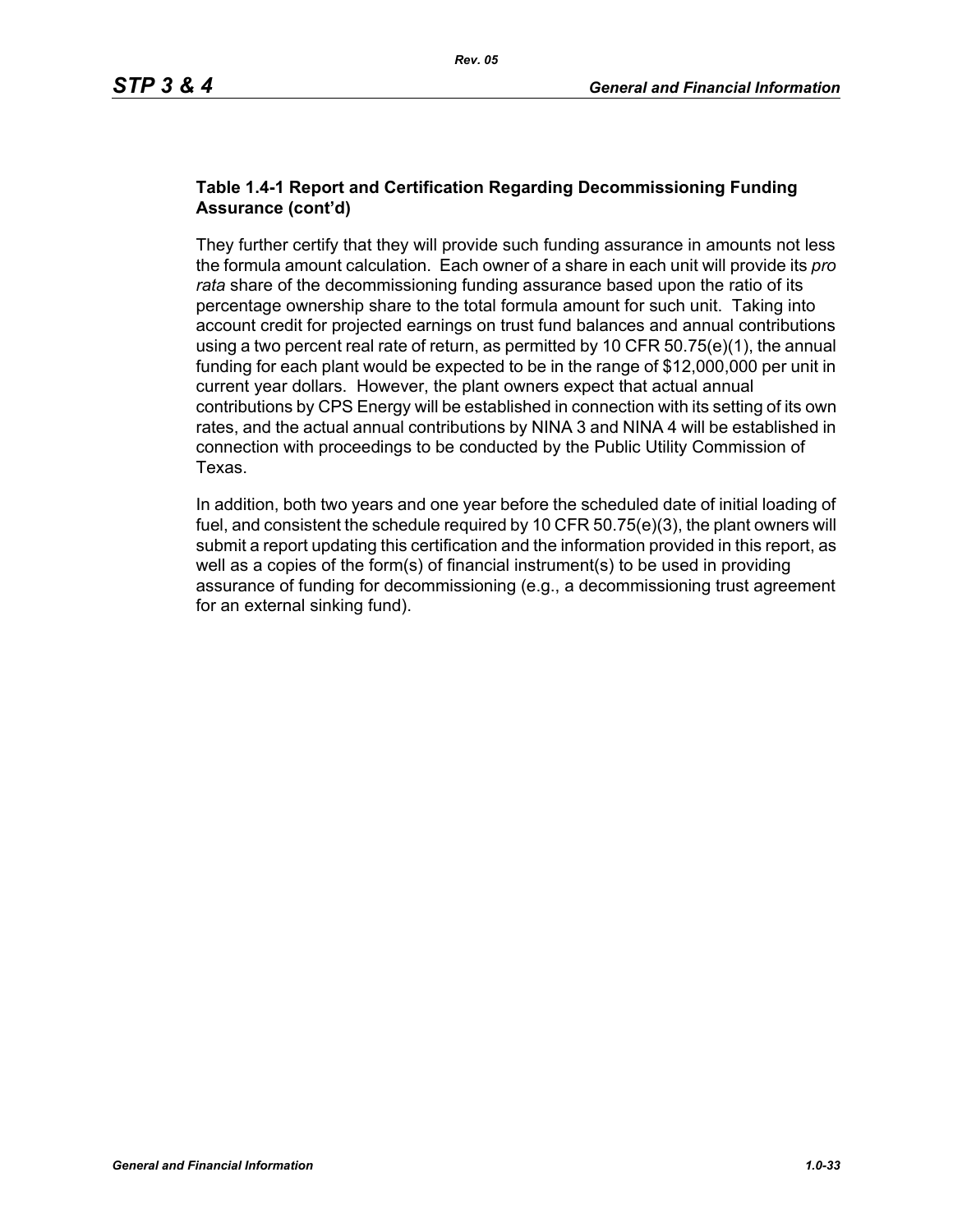**Table 1.4-1 Report and Certification Regarding Decommissioning Funding Assurance (cont'd)**

They further certify that they will provide such funding assurance in amounts not less the formula amount calculation. Each owner of a share in each unit will provide its *pro rata* share of the decommissioning funding assurance based upon the ratio of its percentage ownership share to the total formula amount for such unit. Taking into account credit for projected earnings on trust fund balances and annual contributions using a two percent real rate of return, as permitted by 10 CFR 50.75(e)(1), the annual funding for each plant would be expected to be in the range of $12,000,000 per unit in current year dollars. However, the plant owners expect that actual annual contributions by CPS Energy will be established in connection with its setting of its own rates, and the actual annual contributions by NINA 3 and NINA 4 will be established in connection with proceedings to be conducted by the Public Utility Commission of Texas.

In addition, both two years and one year before the scheduled date of initial loading of fuel, and consistent the schedule required by 10 CFR 50.75(e)(3), the plant owners will submit a report updating this certification and the information provided in this report, as well as a copies of the form(s) of financial instrument(s) to be used in providing assurance of funding for decommissioning (e.g., a decommissioning trust agreement for an external sinking fund).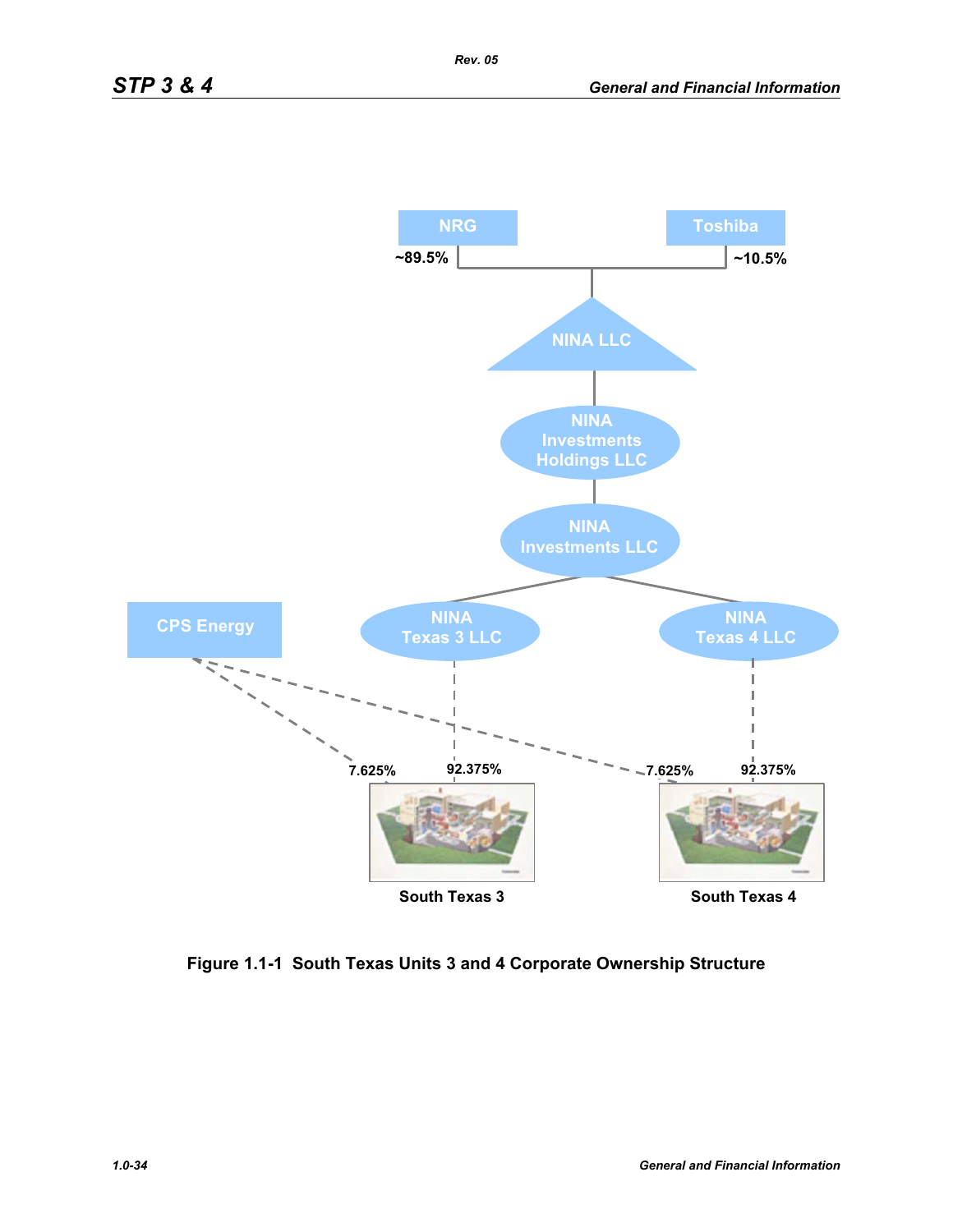NRG

~89.5%

Toshiba

~10.5%

NINA LLC

NINA Investments Holdings LLC

NINA Investments LLC

CPS Energy

NINA Texas 3 LLC

NINA Texas 4 LLC

7.625%

92.375%

7.625%

92.375%

South Texas 3

South Texas 4

**Figure 1.1-1 South Texas Units 3 and 4 Corporate Ownership Structure**